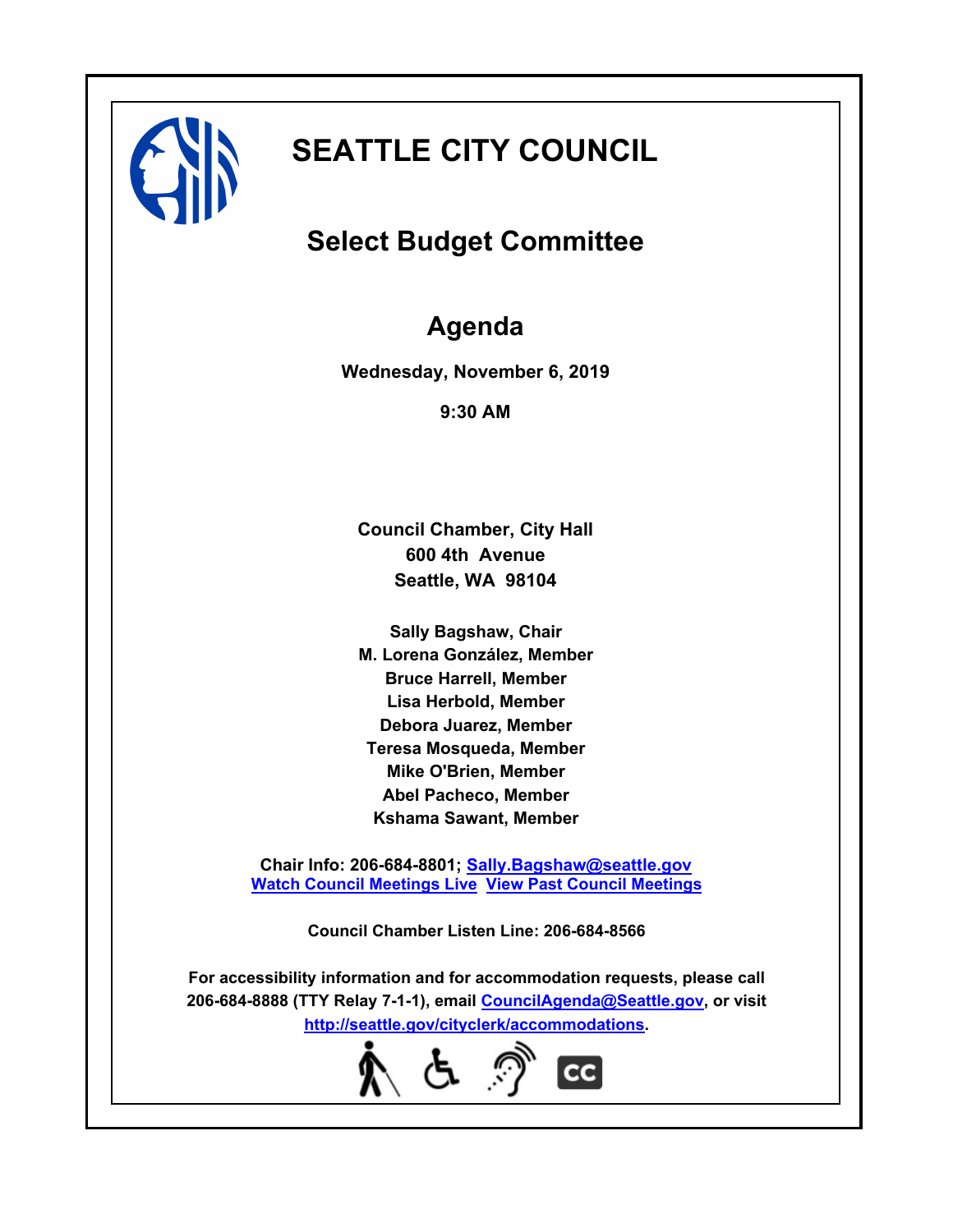# SEATTLE CITY COUNCIL

## Select Budget Committee

## Agenda

**Wednesday, November 6, 2019**

**9:30 AM**

**Council Chamber, City Hall**
**600 4th Avenue**
**Seattle, WA 98104**

**Sally Bagshaw, Chair**
**M. Lorena González, Member**
**Bruce Harrell, Member**
**Lisa Herbold, Member**
**Debora Juarez, Member**
**Teresa Mosqueda, Member**
**Mike O'Brien, Member**
**Abel Pacheco, Member**
**Kshama Sawant, Member**

**Chair Info: 206-684-8801; Sally.Bagshaw@seattle.gov**
**Watch Council Meetings Live  View Past Council Meetings**

**Council Chamber Listen Line: 206-684-8566**

**For accessibility information and for accommodation requests, please call 206-684-8888 (TTY Relay 7-1-1), email CouncilAgenda@Seattle.gov, or visit http://seattle.gov/cityclerk/accommodations.**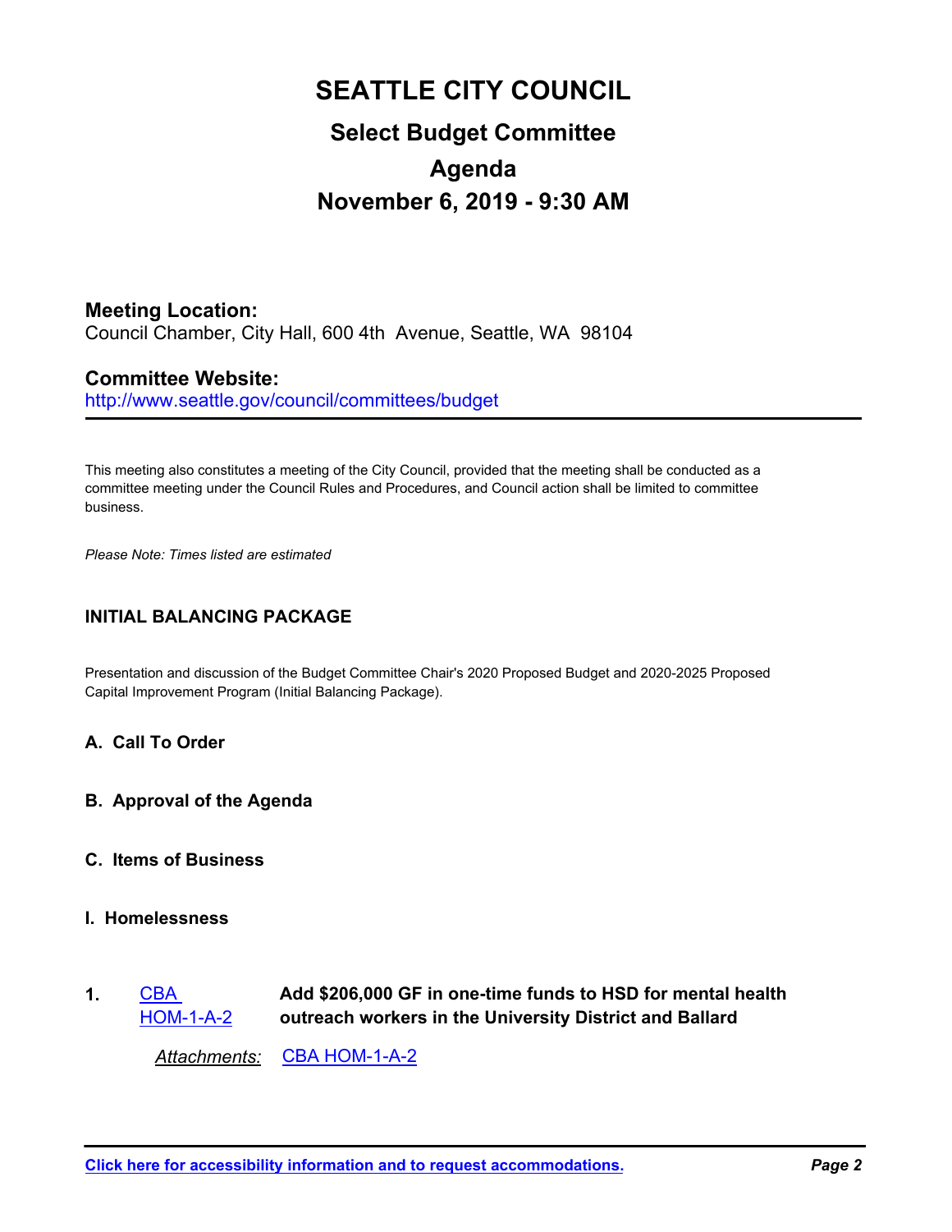# SEATTLE CITY COUNCIL

## Select Budget Committee

## Agenda

## November 6, 2019 - 9:30 AM

**Meeting Location:**
Council Chamber, City Hall, 600 4th Avenue, Seattle, WA 98104

**Committee Website:**
http://www.seattle.gov/council/committees/budget

---

This meeting also constitutes a meeting of the City Council, provided that the meeting shall be conducted as a committee meeting under the Council Rules and Procedures, and Council action shall be limited to committee business.

*Please Note: Times listed are estimated*

### INITIAL BALANCING PACKAGE

Presentation and discussion of the Budget Committee Chair's 2020 Proposed Budget and 2020-2025 Proposed Capital Improvement Program (Initial Balancing Package).

### A. Call To Order

### B. Approval of the Agenda

### C. Items of Business

### I. Homelessness

**1.** CBA HOM-1-A-2 — **Add $206,000 GF in one-time funds to HSD for mental health outreach workers in the University District and Ballard**

*Attachments:* CBA HOM-1-A-2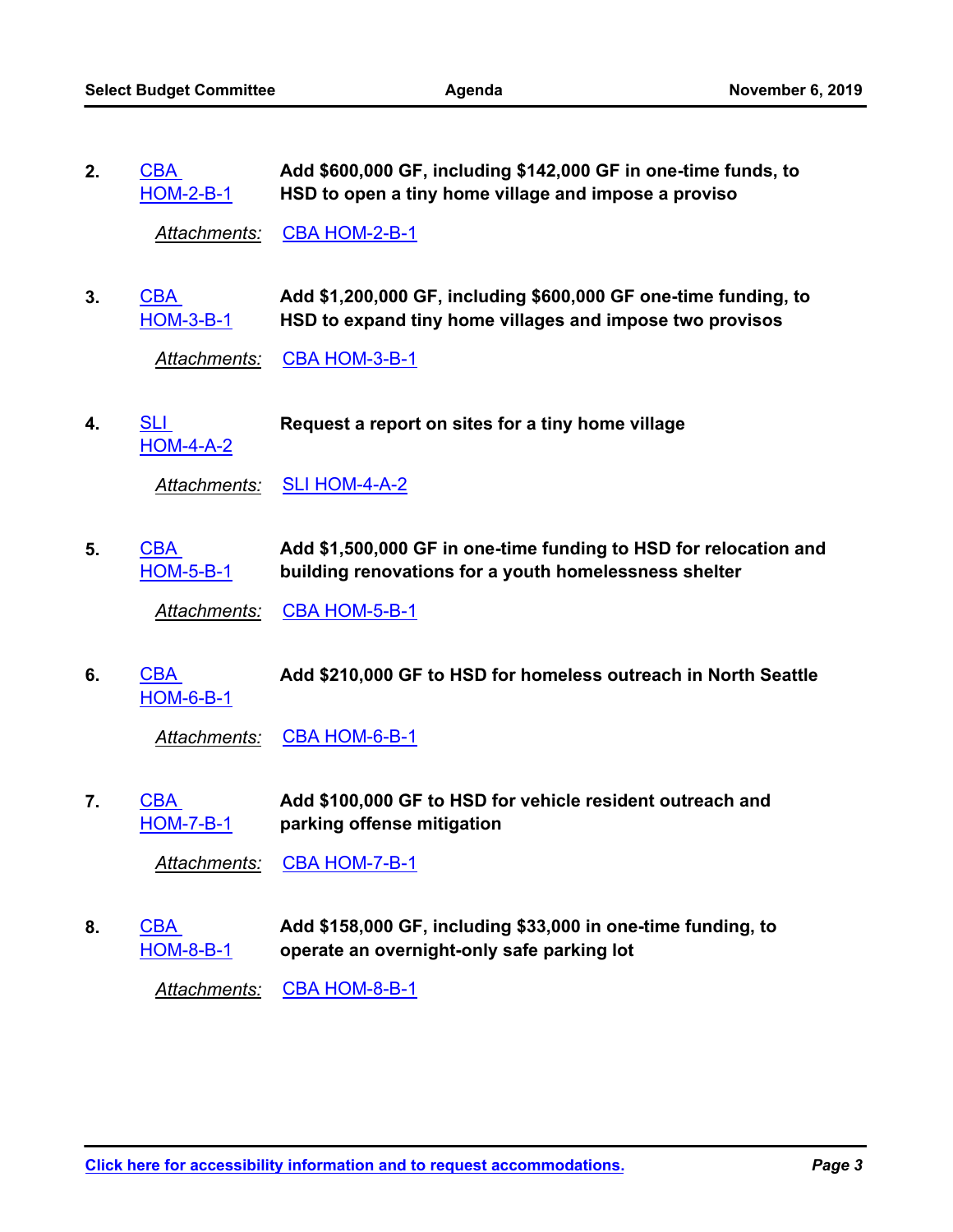2. CBA HOM-2-B-1 **Add $600,000 GF, including $142,000 GF in one-time funds, to HSD to open a tiny home village and impose a proviso**

   *Attachments:* CBA HOM-2-B-1

3. CBA HOM-3-B-1 **Add $1,200,000 GF, including $600,000 GF one-time funding, to HSD to expand tiny home villages and impose two provisos**

   *Attachments:* CBA HOM-3-B-1

4. SLI HOM-4-A-2 **Request a report on sites for a tiny home village**

   *Attachments:* SLI HOM-4-A-2

5. CBA HOM-5-B-1 **Add $1,500,000 GF in one-time funding to HSD for relocation and building renovations for a youth homelessness shelter**

   *Attachments:* CBA HOM-5-B-1

6. CBA HOM-6-B-1 **Add $210,000 GF to HSD for homeless outreach in North Seattle**

   *Attachments:* CBA HOM-6-B-1

7. CBA HOM-7-B-1 **Add $100,000 GF to HSD for vehicle resident outreach and parking offense mitigation**

   *Attachments:* CBA HOM-7-B-1

8. CBA HOM-8-B-1 **Add $158,000 GF, including $33,000 in one-time funding, to operate an overnight-only safe parking lot**

   *Attachments:* CBA HOM-8-B-1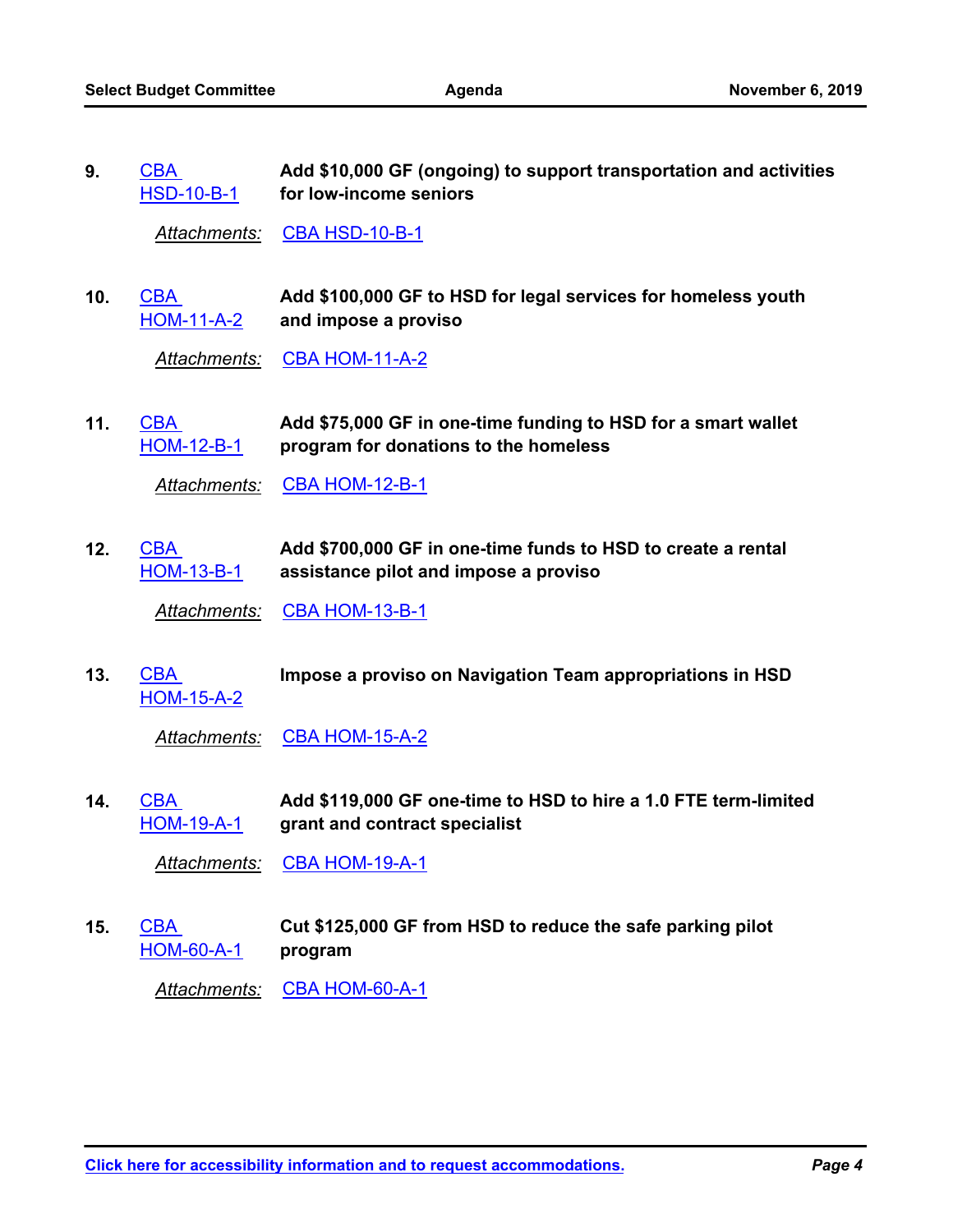9. CBA HSD-10-B-1 **Add $10,000 GF (ongoing) to support transportation and activities for low-income seniors**

   *Attachments:* CBA HSD-10-B-1

10. CBA HOM-11-A-2 **Add $100,000 GF to HSD for legal services for homeless youth and impose a proviso**

    *Attachments:* CBA HOM-11-A-2

11. CBA HOM-12-B-1 **Add $75,000 GF in one-time funding to HSD for a smart wallet program for donations to the homeless**

    *Attachments:* CBA HOM-12-B-1

12. CBA HOM-13-B-1 **Add $700,000 GF in one-time funds to HSD to create a rental assistance pilot and impose a proviso**

    *Attachments:* CBA HOM-13-B-1

13. CBA HOM-15-A-2 **Impose a proviso on Navigation Team appropriations in HSD**

    *Attachments:* CBA HOM-15-A-2

14. CBA HOM-19-A-1 **Add $119,000 GF one-time to HSD to hire a 1.0 FTE term-limited grant and contract specialist**

    *Attachments:* CBA HOM-19-A-1

15. CBA HOM-60-A-1 **Cut $125,000 GF from HSD to reduce the safe parking pilot program**

    *Attachments:* CBA HOM-60-A-1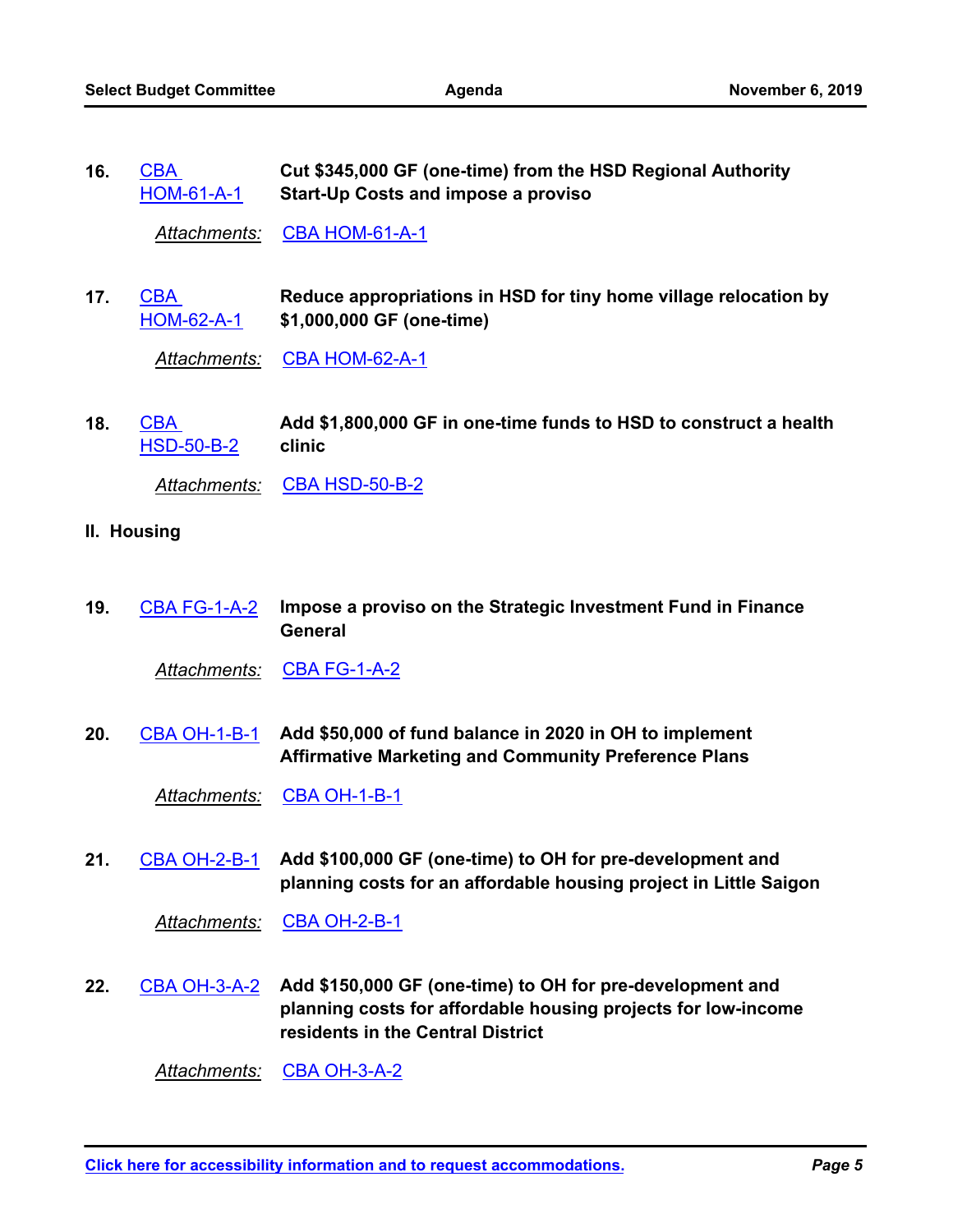16. CBA HOM-61-A-1 **Cut $345,000 GF (one-time) from the HSD Regional Authority Start-Up Costs and impose a proviso**

    *Attachments:* CBA HOM-61-A-1

17. CBA HOM-62-A-1 **Reduce appropriations in HSD for tiny home village relocation by $1,000,000 GF (one-time)**

    *Attachments:* CBA HOM-62-A-1

18. CBA HSD-50-B-2 **Add $1,800,000 GF in one-time funds to HSD to construct a health clinic**

    *Attachments:* CBA HSD-50-B-2

## II. Housing

19. CBA FG-1-A-2 **Impose a proviso on the Strategic Investment Fund in Finance General**

    *Attachments:* CBA FG-1-A-2

20. CBA OH-1-B-1 **Add $50,000 of fund balance in 2020 in OH to implement Affirmative Marketing and Community Preference Plans**

    *Attachments:* CBA OH-1-B-1

21. CBA OH-2-B-1 **Add $100,000 GF (one-time) to OH for pre-development and planning costs for an affordable housing project in Little Saigon**

    *Attachments:* CBA OH-2-B-1

22. CBA OH-3-A-2 **Add $150,000 GF (one-time) to OH for pre-development and planning costs for affordable housing projects for low-income residents in the Central District**

    *Attachments:* CBA OH-3-A-2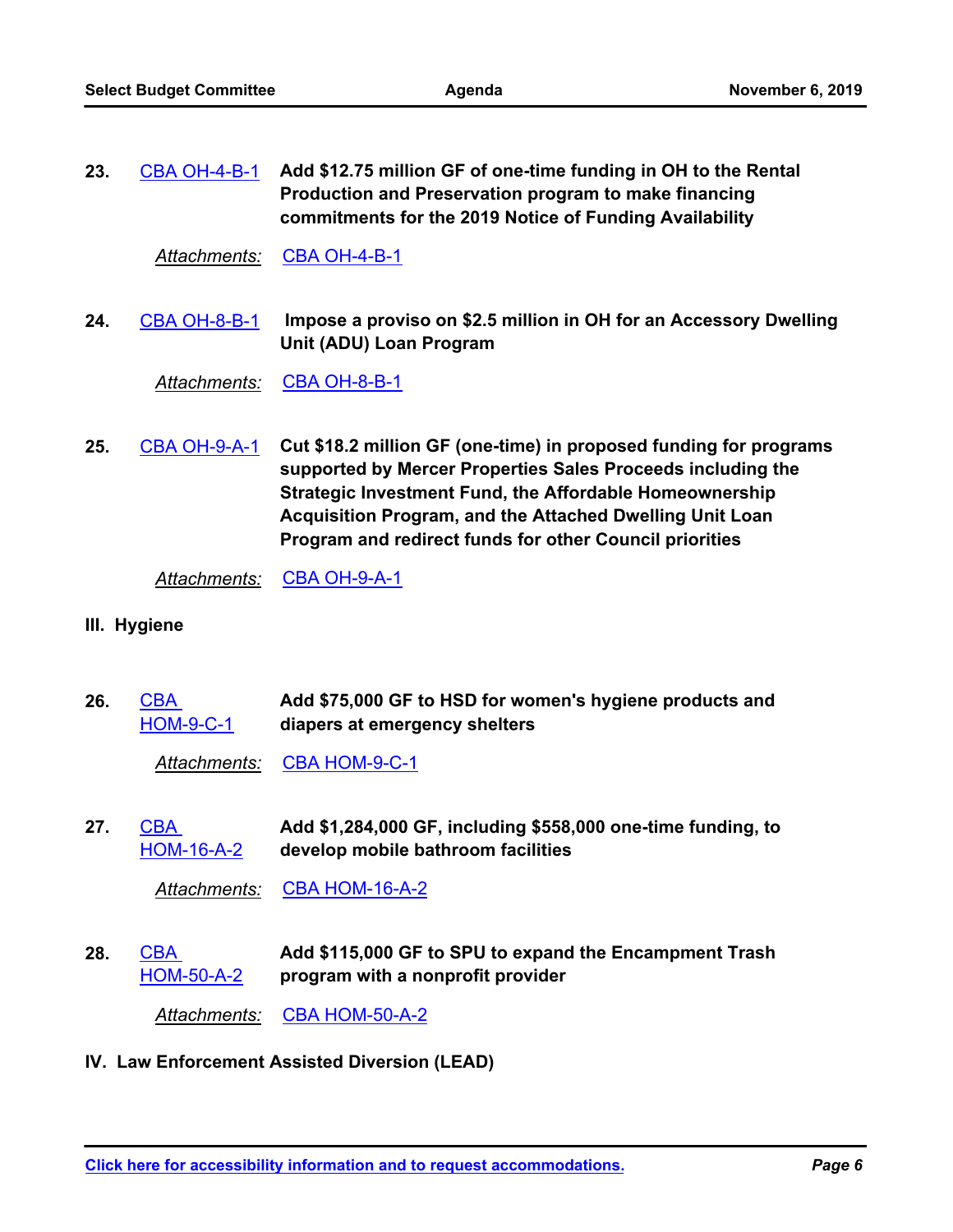23. CBA OH-4-B-1 **Add $12.75 million GF of one-time funding in OH to the Rental Production and Preservation program to make financing commitments for the 2019 Notice of Funding Availability**

    *Attachments:* CBA OH-4-B-1

24. CBA OH-8-B-1 **Impose a proviso on $2.5 million in OH for an Accessory Dwelling Unit (ADU) Loan Program**

    *Attachments:* CBA OH-8-B-1

25. CBA OH-9-A-1 **Cut $18.2 million GF (one-time) in proposed funding for programs supported by Mercer Properties Sales Proceeds including the Strategic Investment Fund, the Affordable Homeownership Acquisition Program, and the Attached Dwelling Unit Loan Program and redirect funds for other Council priorities**

    *Attachments:* CBA OH-9-A-1

## III. Hygiene

26. CBA HOM-9-C-1 **Add $75,000 GF to HSD for women's hygiene products and diapers at emergency shelters**

    *Attachments:* CBA HOM-9-C-1

27. CBA HOM-16-A-2 **Add $1,284,000 GF, including $558,000 one-time funding, to develop mobile bathroom facilities**

    *Attachments:* CBA HOM-16-A-2

28. CBA HOM-50-A-2 **Add $115,000 GF to SPU to expand the Encampment Trash program with a nonprofit provider**

    *Attachments:* CBA HOM-50-A-2

## IV. Law Enforcement Assisted Diversion (LEAD)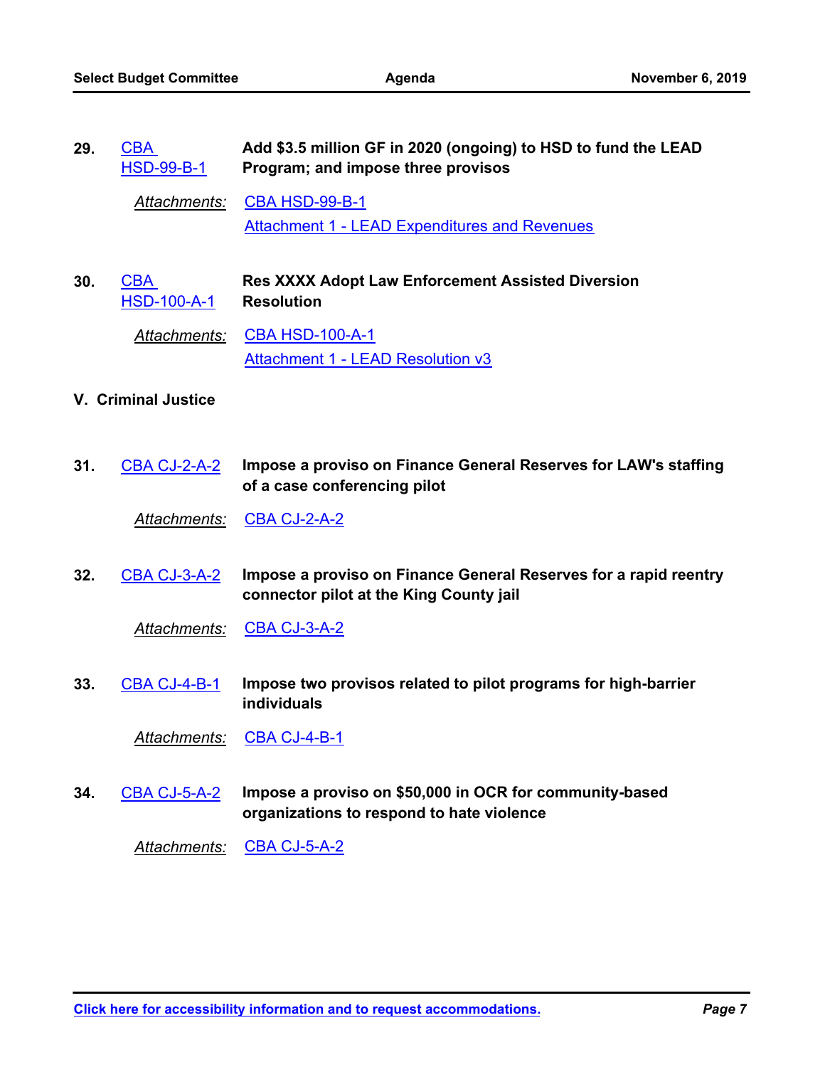**29.** CBA HSD-99-B-1 **Add $3.5 million GF in 2020 (ongoing) to HSD to fund the LEAD Program; and impose three provisos**

*Attachments:* CBA HSD-99-B-1
Attachment 1 - LEAD Expenditures and Revenues

**30.** CBA HSD-100-A-1 **Res XXXX Adopt Law Enforcement Assisted Diversion Resolution**

*Attachments:* CBA HSD-100-A-1
Attachment 1 - LEAD Resolution v3

## V. Criminal Justice

**31.** CBA CJ-2-A-2 **Impose a proviso on Finance General Reserves for LAW's staffing of a case conferencing pilot**

*Attachments:* CBA CJ-2-A-2

**32.** CBA CJ-3-A-2 **Impose a proviso on Finance General Reserves for a rapid reentry connector pilot at the King County jail**

*Attachments:* CBA CJ-3-A-2

**33.** CBA CJ-4-B-1 **Impose two provisos related to pilot programs for high-barrier individuals**

*Attachments:* CBA CJ-4-B-1

**34.** CBA CJ-5-A-2 **Impose a proviso on $50,000 in OCR for community-based organizations to respond to hate violence**

*Attachments:* CBA CJ-5-A-2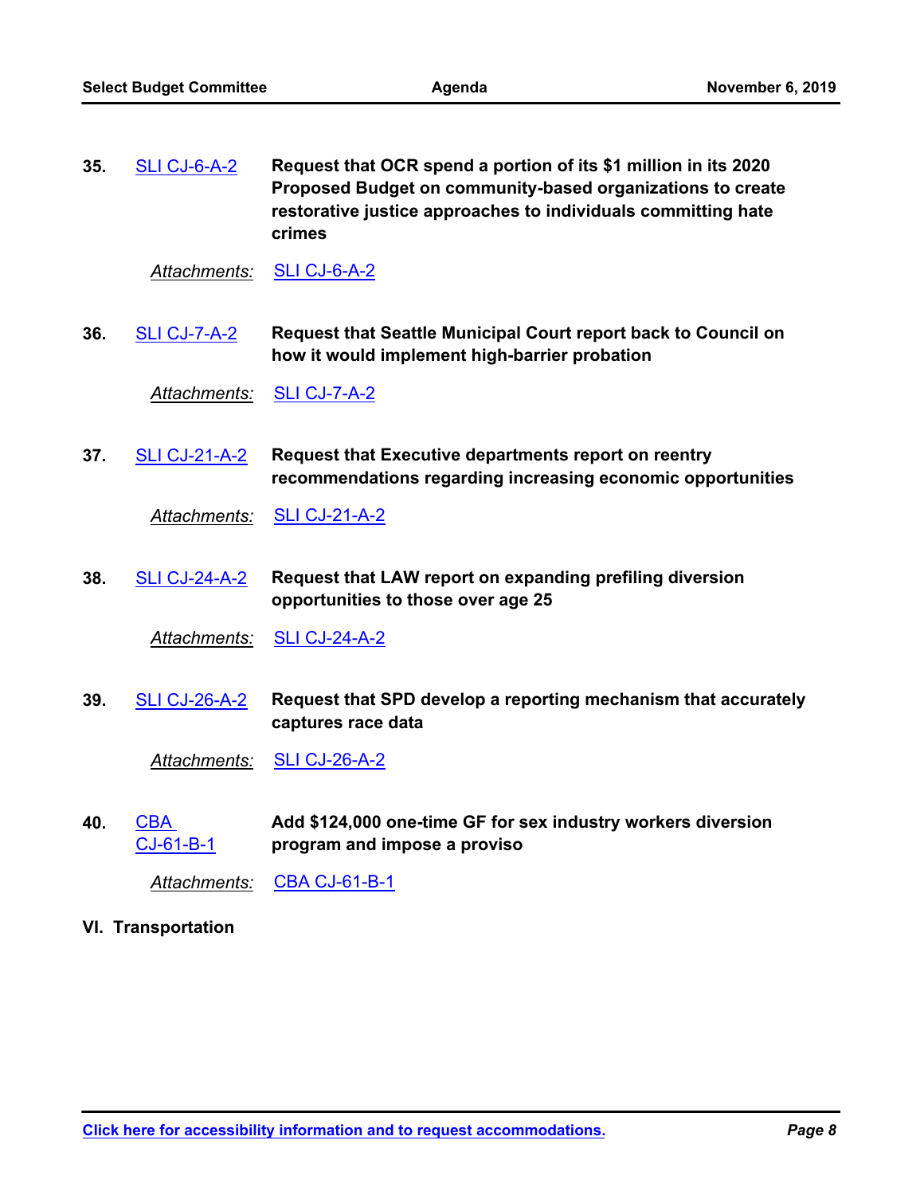**35.** SLI CJ-6-A-2 **Request that OCR spend a portion of its $1 million in its 2020 Proposed Budget on community-based organizations to create restorative justice approaches to individuals committing hate crimes**

*Attachments:* SLI CJ-6-A-2

**36.** SLI CJ-7-A-2 **Request that Seattle Municipal Court report back to Council on how it would implement high-barrier probation**

*Attachments:* SLI CJ-7-A-2

**37.** SLI CJ-21-A-2 **Request that Executive departments report on reentry recommendations regarding increasing economic opportunities**

*Attachments:* SLI CJ-21-A-2

**38.** SLI CJ-24-A-2 **Request that LAW report on expanding prefiling diversion opportunities to those over age 25**

*Attachments:* SLI CJ-24-A-2

**39.** SLI CJ-26-A-2 **Request that SPD develop a reporting mechanism that accurately captures race data**

*Attachments:* SLI CJ-26-A-2

**40.** CBA CJ-61-B-1 **Add $124,000 one-time GF for sex industry workers diversion program and impose a proviso**

*Attachments:* CBA CJ-61-B-1

## VI. Transportation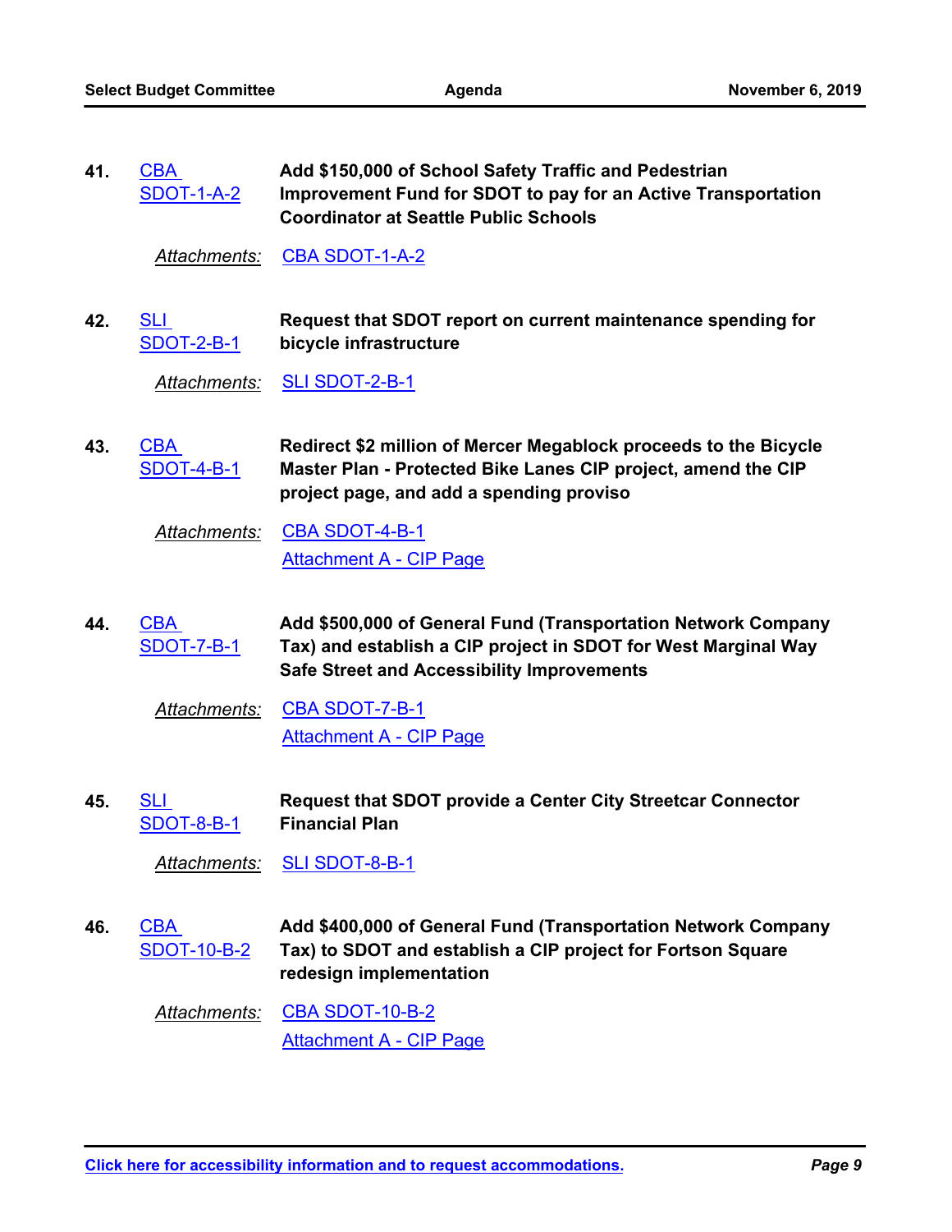41. CBA SDOT-1-A-2 — **Add $150,000 of School Safety Traffic and Pedestrian Improvement Fund for SDOT to pay for an Active Transportation Coordinator at Seattle Public Schools**

    *Attachments:* CBA SDOT-1-A-2

42. SLI SDOT-2-B-1 — **Request that SDOT report on current maintenance spending for bicycle infrastructure**

    *Attachments:* SLI SDOT-2-B-1

43. CBA SDOT-4-B-1 — **Redirect $2 million of Mercer Megablock proceeds to the Bicycle Master Plan - Protected Bike Lanes CIP project, amend the CIP project page, and add a spending proviso**

    *Attachments:* CBA SDOT-4-B-1
    Attachment A - CIP Page

44. CBA SDOT-7-B-1 — **Add $500,000 of General Fund (Transportation Network Company Tax) and establish a CIP project in SDOT for West Marginal Way Safe Street and Accessibility Improvements**

    *Attachments:* CBA SDOT-7-B-1
    Attachment A - CIP Page

45. SLI SDOT-8-B-1 — **Request that SDOT provide a Center City Streetcar Connector Financial Plan**

    *Attachments:* SLI SDOT-8-B-1

46. CBA SDOT-10-B-2 — **Add $400,000 of General Fund (Transportation Network Company Tax) to SDOT and establish a CIP project for Fortson Square redesign implementation**

    *Attachments:* CBA SDOT-10-B-2
    Attachment A - CIP Page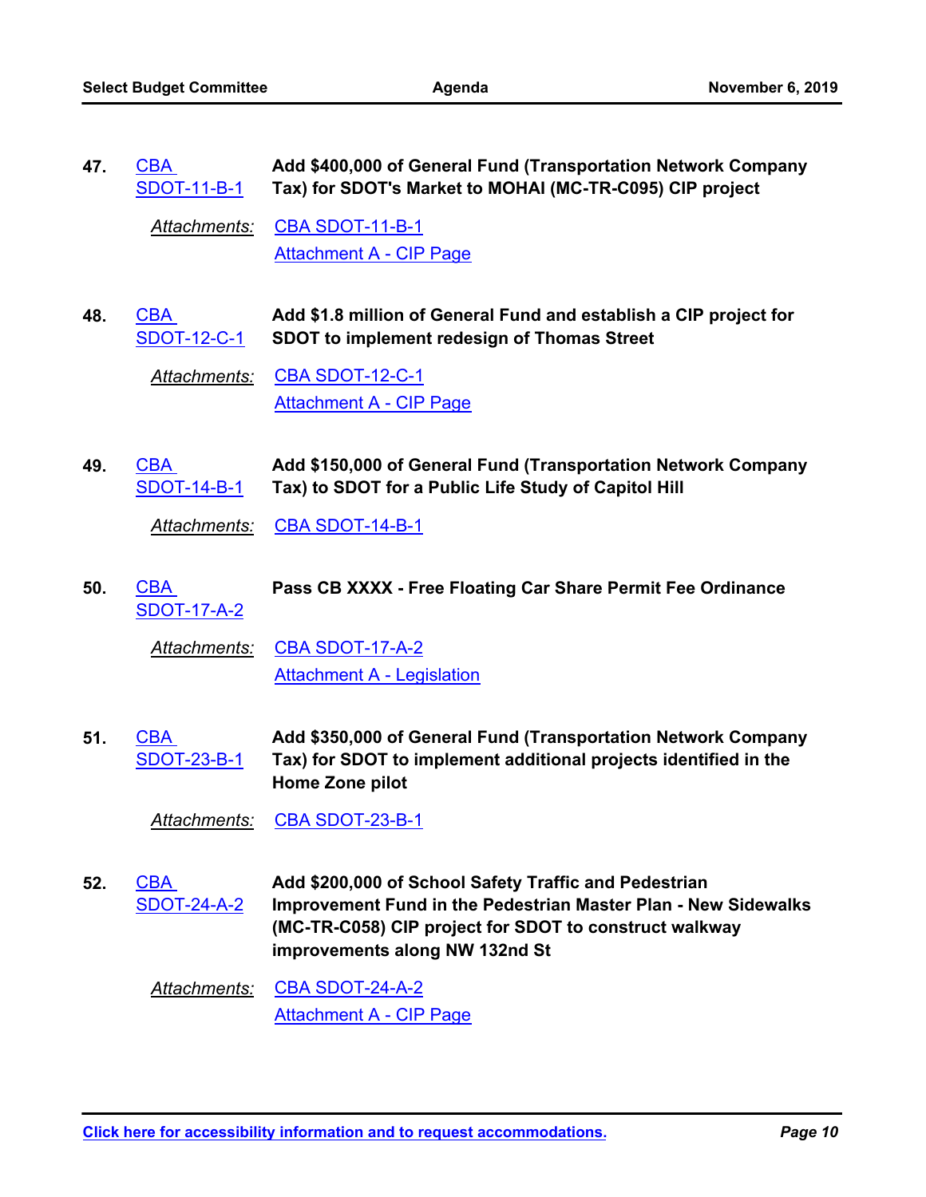47. CBA SDOT-11-B-1 **Add $400,000 of General Fund (Transportation Network Company Tax) for SDOT's Market to MOHAI (MC-TR-C095) CIP project**

*Attachments:* CBA SDOT-11-B-1
Attachment A - CIP Page

48. CBA SDOT-12-C-1 **Add $1.8 million of General Fund and establish a CIP project for SDOT to implement redesign of Thomas Street**

*Attachments:* CBA SDOT-12-C-1
Attachment A - CIP Page

49. CBA SDOT-14-B-1 **Add $150,000 of General Fund (Transportation Network Company Tax) to SDOT for a Public Life Study of Capitol Hill**

*Attachments:* CBA SDOT-14-B-1

50. CBA SDOT-17-A-2 **Pass CB XXXX - Free Floating Car Share Permit Fee Ordinance**

*Attachments:* CBA SDOT-17-A-2
Attachment A - Legislation

51. CBA SDOT-23-B-1 **Add $350,000 of General Fund (Transportation Network Company Tax) for SDOT to implement additional projects identified in the Home Zone pilot**

*Attachments:* CBA SDOT-23-B-1

52. CBA SDOT-24-A-2 **Add $200,000 of School Safety Traffic and Pedestrian Improvement Fund in the Pedestrian Master Plan - New Sidewalks (MC-TR-C058) CIP project for SDOT to construct walkway improvements along NW 132nd St**

*Attachments:* CBA SDOT-24-A-2
Attachment A - CIP Page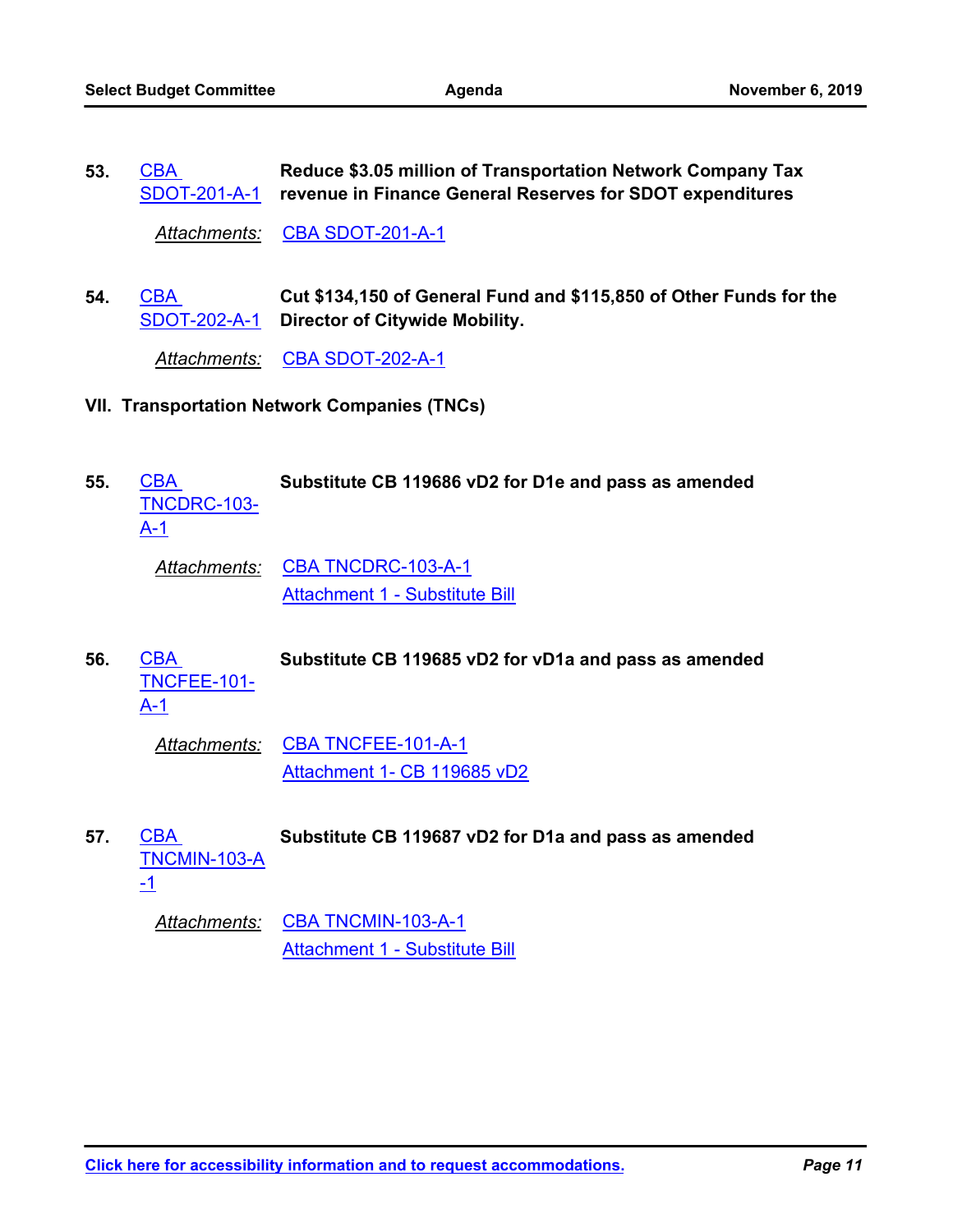53. CBA SDOT-201-A-1 **Reduce $3.05 million of Transportation Network Company Tax revenue in Finance General Reserves for SDOT expenditures**

*Attachments:* CBA SDOT-201-A-1

54. CBA SDOT-202-A-1 **Cut $134,150 of General Fund and $115,850 of Other Funds for the Director of Citywide Mobility.**

*Attachments:* CBA SDOT-202-A-1

## VII. Transportation Network Companies (TNCs)

55. CBA TNCDRC-103-A-1 **Substitute CB 119686 vD2 for D1e and pass as amended**

*Attachments:* CBA TNCDRC-103-A-1
Attachment 1 - Substitute Bill

56. CBA TNCFEE-101-A-1 **Substitute CB 119685 vD2 for vD1a and pass as amended**

*Attachments:* CBA TNCFEE-101-A-1
Attachment 1- CB 119685 vD2

57. CBA TNCMIN-103-A-1 **Substitute CB 119687 vD2 for D1a and pass as amended**

*Attachments:* CBA TNCMIN-103-A-1
Attachment 1 - Substitute Bill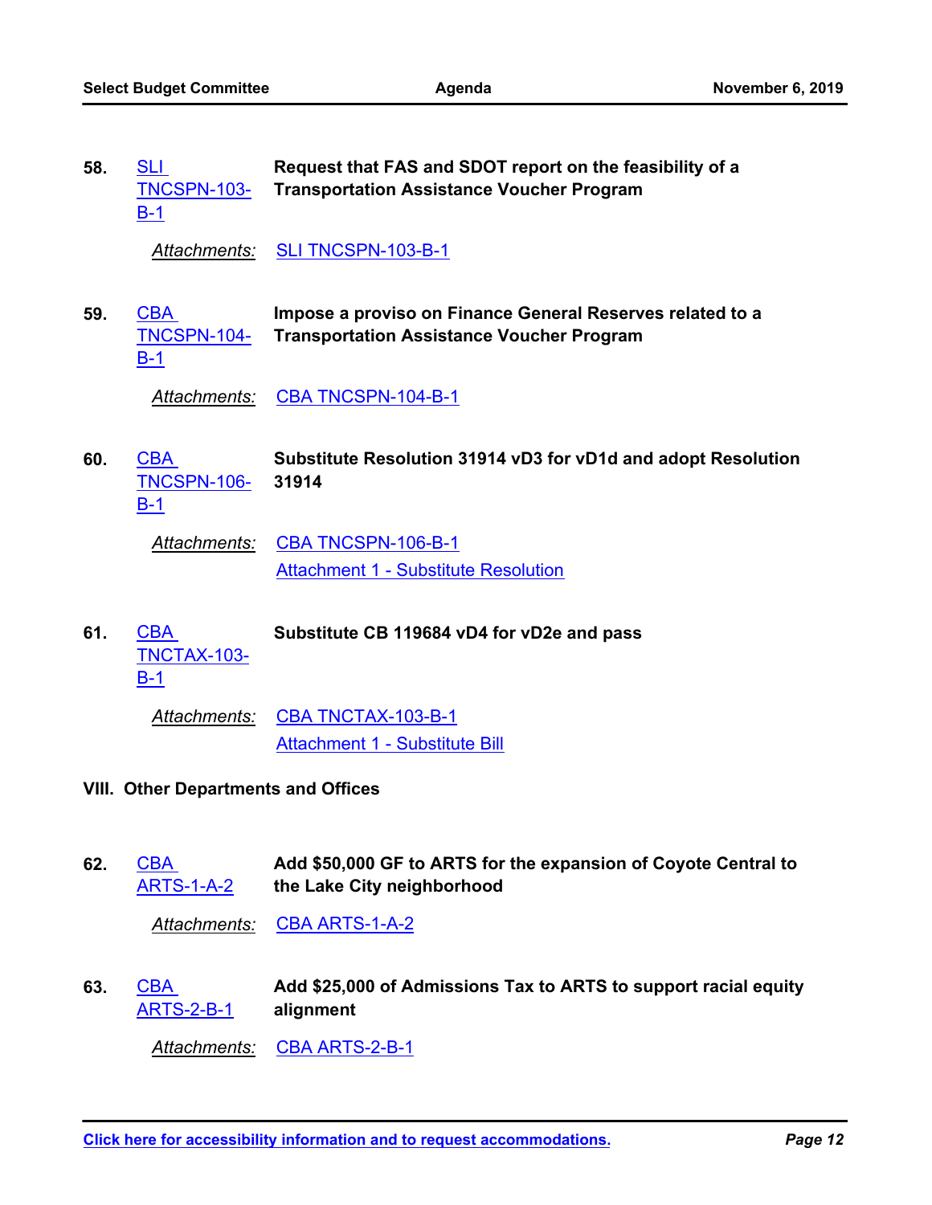**58.** SLI TNCSPN-103-B-1 **Request that FAS and SDOT report on the feasibility of a Transportation Assistance Voucher Program**

*Attachments:* SLI TNCSPN-103-B-1

**59.** CBA TNCSPN-104-B-1 **Impose a proviso on Finance General Reserves related to a Transportation Assistance Voucher Program**

*Attachments:* CBA TNCSPN-104-B-1

**60.** CBA TNCSPN-106-B-1 **Substitute Resolution 31914 vD3 for vD1d and adopt Resolution 31914**

*Attachments:* CBA TNCSPN-106-B-1
Attachment 1 - Substitute Resolution

**61.** CBA TNCTAX-103-B-1 **Substitute CB 119684 vD4 for vD2e and pass**

*Attachments:* CBA TNCTAX-103-B-1
Attachment 1 - Substitute Bill

## VIII. Other Departments and Offices

**62.** CBA ARTS-1-A-2 **Add $50,000 GF to ARTS for the expansion of Coyote Central to the Lake City neighborhood**

*Attachments:* CBA ARTS-1-A-2

**63.** CBA ARTS-2-B-1 **Add $25,000 of Admissions Tax to ARTS to support racial equity alignment**

*Attachments:* CBA ARTS-2-B-1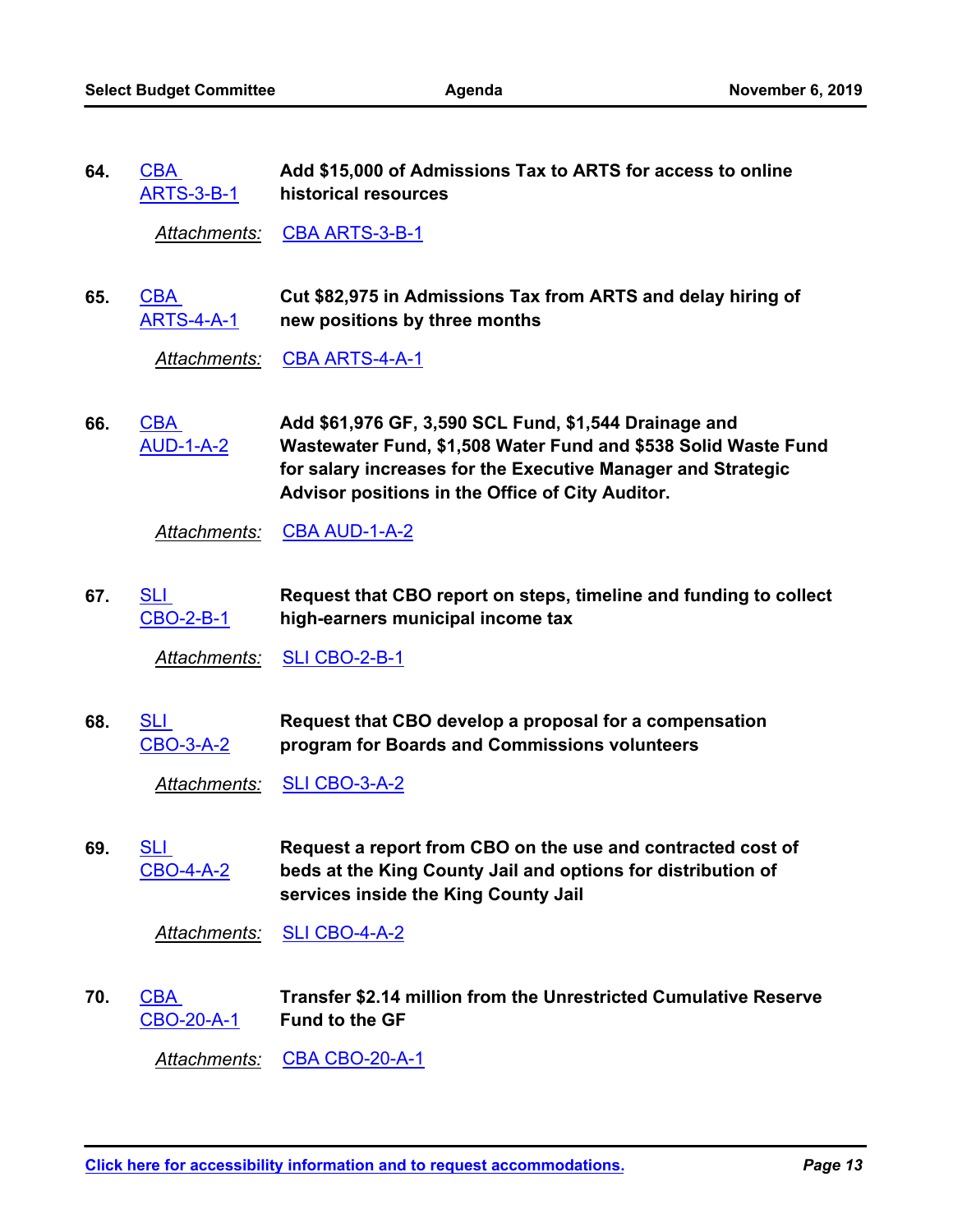**64.** CBA ARTS-3-B-1 — **Add $15,000 of Admissions Tax to ARTS for access to online historical resources**

*Attachments:* CBA ARTS-3-B-1

**65.** CBA ARTS-4-A-1 — **Cut $82,975 in Admissions Tax from ARTS and delay hiring of new positions by three months**

*Attachments:* CBA ARTS-4-A-1

**66.** CBA AUD-1-A-2 — **Add $61,976 GF, 3,590 SCL Fund, $1,544 Drainage and Wastewater Fund, $1,508 Water Fund and $538 Solid Waste Fund for salary increases for the Executive Manager and Strategic Advisor positions in the Office of City Auditor.**

*Attachments:* CBA AUD-1-A-2

**67.** SLI CBO-2-B-1 — **Request that CBO report on steps, timeline and funding to collect high-earners municipal income tax**

*Attachments:* SLI CBO-2-B-1

**68.** SLI CBO-3-A-2 — **Request that CBO develop a proposal for a compensation program for Boards and Commissions volunteers**

*Attachments:* SLI CBO-3-A-2

**69.** SLI CBO-4-A-2 — **Request a report from CBO on the use and contracted cost of beds at the King County Jail and options for distribution of services inside the King County Jail**

*Attachments:* SLI CBO-4-A-2

**70.** CBA CBO-20-A-1 — **Transfer $2.14 million from the Unrestricted Cumulative Reserve Fund to the GF**

*Attachments:* CBA CBO-20-A-1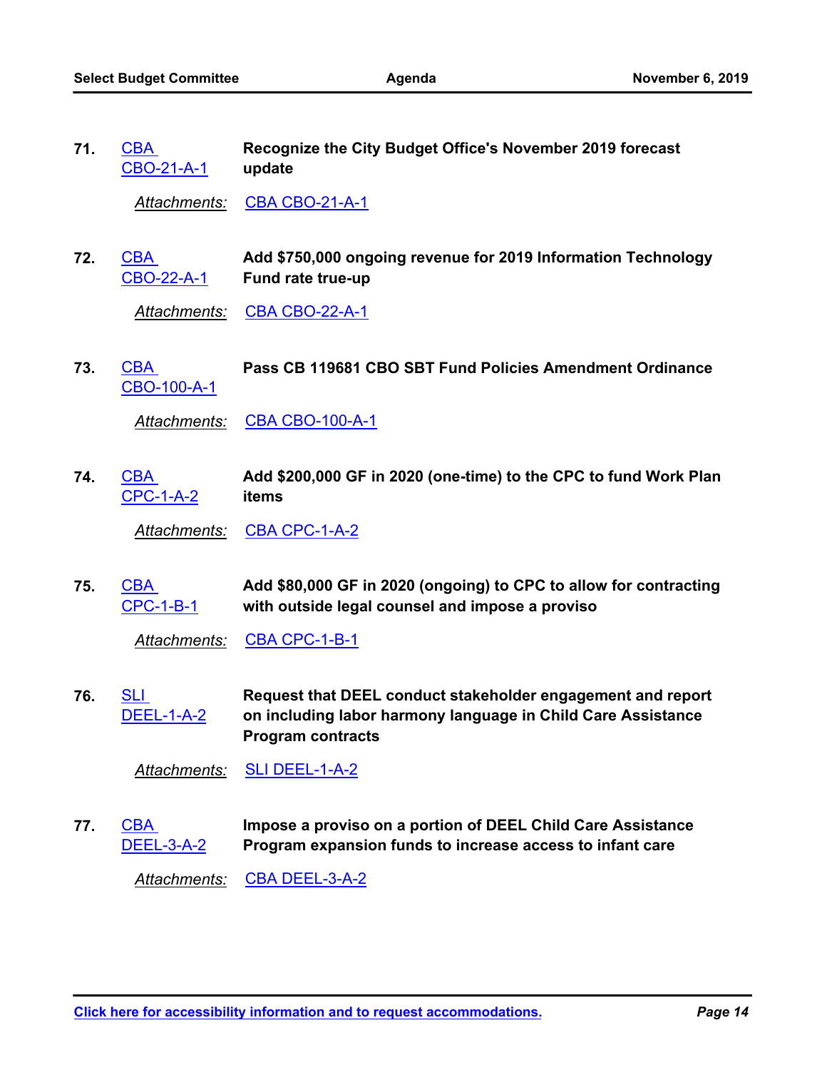71. CBA CBO-21-A-1 **Recognize the City Budget Office's November 2019 forecast update**

*Attachments:* CBA CBO-21-A-1

72. CBA CBO-22-A-1 **Add $750,000 ongoing revenue for 2019 Information Technology Fund rate true-up**

*Attachments:* CBA CBO-22-A-1

73. CBA CBO-100-A-1 **Pass CB 119681 CBO SBT Fund Policies Amendment Ordinance**

*Attachments:* CBA CBO-100-A-1

74. CBA CPC-1-A-2 **Add $200,000 GF in 2020 (one-time) to the CPC to fund Work Plan items**

*Attachments:* CBA CPC-1-A-2

75. CBA CPC-1-B-1 **Add $80,000 GF in 2020 (ongoing) to CPC to allow for contracting with outside legal counsel and impose a proviso**

*Attachments:* CBA CPC-1-B-1

76. SLI DEEL-1-A-2 **Request that DEEL conduct stakeholder engagement and report on including labor harmony language in Child Care Assistance Program contracts**

*Attachments:* SLI DEEL-1-A-2

77. CBA DEEL-3-A-2 **Impose a proviso on a portion of DEEL Child Care Assistance Program expansion funds to increase access to infant care**

*Attachments:* CBA DEEL-3-A-2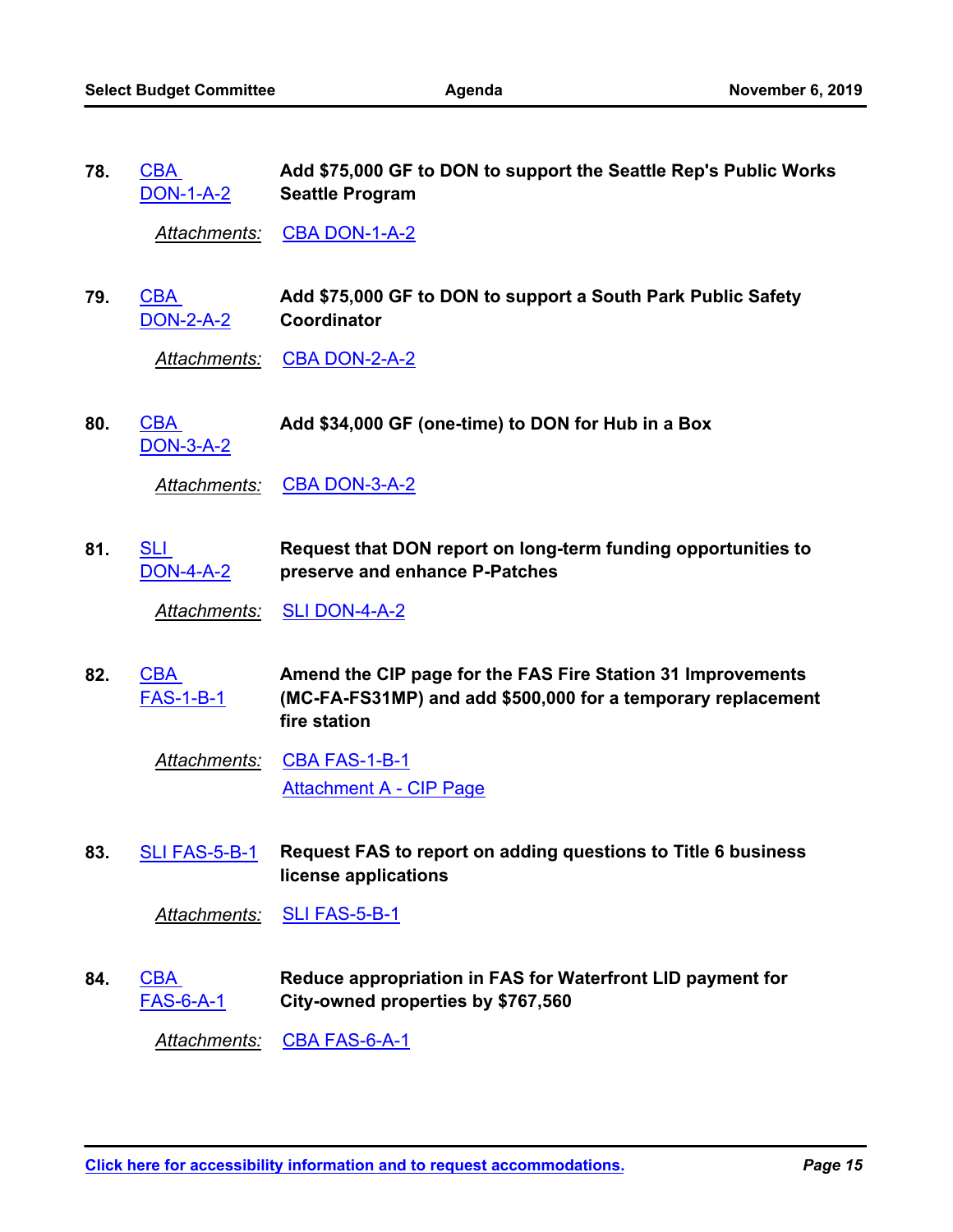**78.** CBA DON-1-A-2 — **Add $75,000 GF to DON to support the Seattle Rep's Public Works Seattle Program**

*Attachments:* CBA DON-1-A-2

**79.** CBA DON-2-A-2 — **Add $75,000 GF to DON to support a South Park Public Safety Coordinator**

*Attachments:* CBA DON-2-A-2

**80.** CBA DON-3-A-2 — **Add $34,000 GF (one-time) to DON for Hub in a Box**

*Attachments:* CBA DON-3-A-2

**81.** SLI DON-4-A-2 — **Request that DON report on long-term funding opportunities to preserve and enhance P-Patches**

*Attachments:* SLI DON-4-A-2

**82.** CBA FAS-1-B-1 — **Amend the CIP page for the FAS Fire Station 31 Improvements (MC-FA-FS31MP) and add $500,000 for a temporary replacement fire station**

*Attachments:* CBA FAS-1-B-1
Attachment A - CIP Page

**83.** SLI FAS-5-B-1 — **Request FAS to report on adding questions to Title 6 business license applications**

*Attachments:* SLI FAS-5-B-1

**84.** CBA FAS-6-A-1 — **Reduce appropriation in FAS for Waterfront LID payment for City-owned properties by $767,560**

*Attachments:* CBA FAS-6-A-1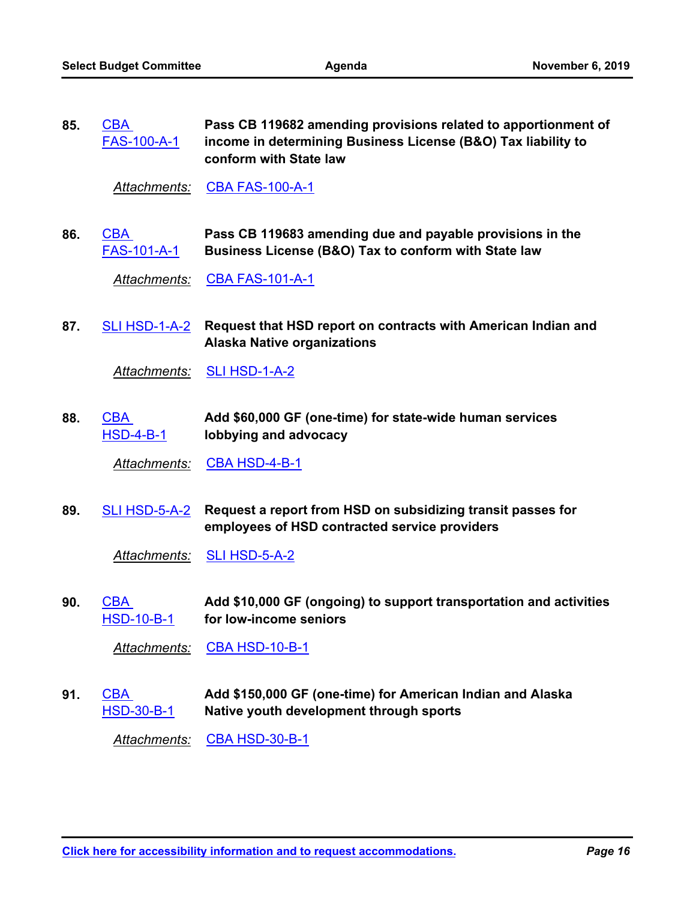**85.** CBA FAS-100-A-1 **Pass CB 119682 amending provisions related to apportionment of income in determining Business License (B&O) Tax liability to conform with State law**

*Attachments:* CBA FAS-100-A-1

**86.** CBA FAS-101-A-1 **Pass CB 119683 amending due and payable provisions in the Business License (B&O) Tax to conform with State law**

*Attachments:* CBA FAS-101-A-1

**87.** SLI HSD-1-A-2 **Request that HSD report on contracts with American Indian and Alaska Native organizations**

*Attachments:* SLI HSD-1-A-2

**88.** CBA HSD-4-B-1 **Add $60,000 GF (one-time) for state-wide human services lobbying and advocacy**

*Attachments:* CBA HSD-4-B-1

**89.** SLI HSD-5-A-2 **Request a report from HSD on subsidizing transit passes for employees of HSD contracted service providers**

*Attachments:* SLI HSD-5-A-2

**90.** CBA HSD-10-B-1 **Add $10,000 GF (ongoing) to support transportation and activities for low-income seniors**

*Attachments:* CBA HSD-10-B-1

**91.** CBA HSD-30-B-1 **Add $150,000 GF (one-time) for American Indian and Alaska Native youth development through sports**

*Attachments:* CBA HSD-30-B-1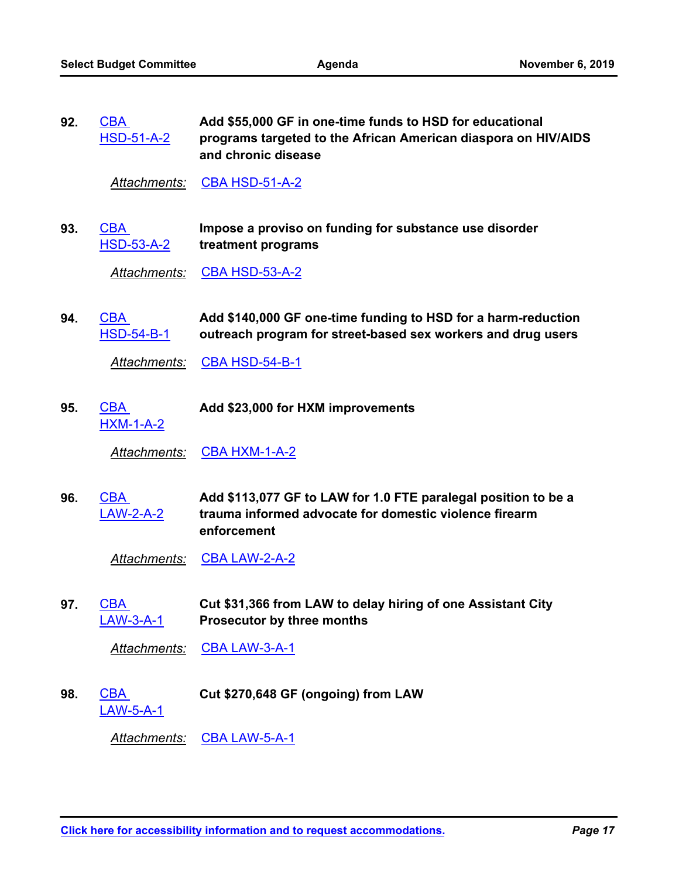**92.** CBA HSD-51-A-2 **Add $55,000 GF in one-time funds to HSD for educational programs targeted to the African American diaspora on HIV/AIDS and chronic disease**

*Attachments:* CBA HSD-51-A-2

**93.** CBA HSD-53-A-2 **Impose a proviso on funding for substance use disorder treatment programs**

*Attachments:* CBA HSD-53-A-2

**94.** CBA HSD-54-B-1 **Add $140,000 GF one-time funding to HSD for a harm-reduction outreach program for street-based sex workers and drug users**

*Attachments:* CBA HSD-54-B-1

**95.** CBA HXM-1-A-2 **Add $23,000 for HXM improvements**

*Attachments:* CBA HXM-1-A-2

**96.** CBA LAW-2-A-2 **Add $113,077 GF to LAW for 1.0 FTE paralegal position to be a trauma informed advocate for domestic violence firearm enforcement**

*Attachments:* CBA LAW-2-A-2

**97.** CBA LAW-3-A-1 **Cut $31,366 from LAW to delay hiring of one Assistant City Prosecutor by three months**

*Attachments:* CBA LAW-3-A-1

**98.** CBA LAW-5-A-1 **Cut $270,648 GF (ongoing) from LAW**

*Attachments:* CBA LAW-5-A-1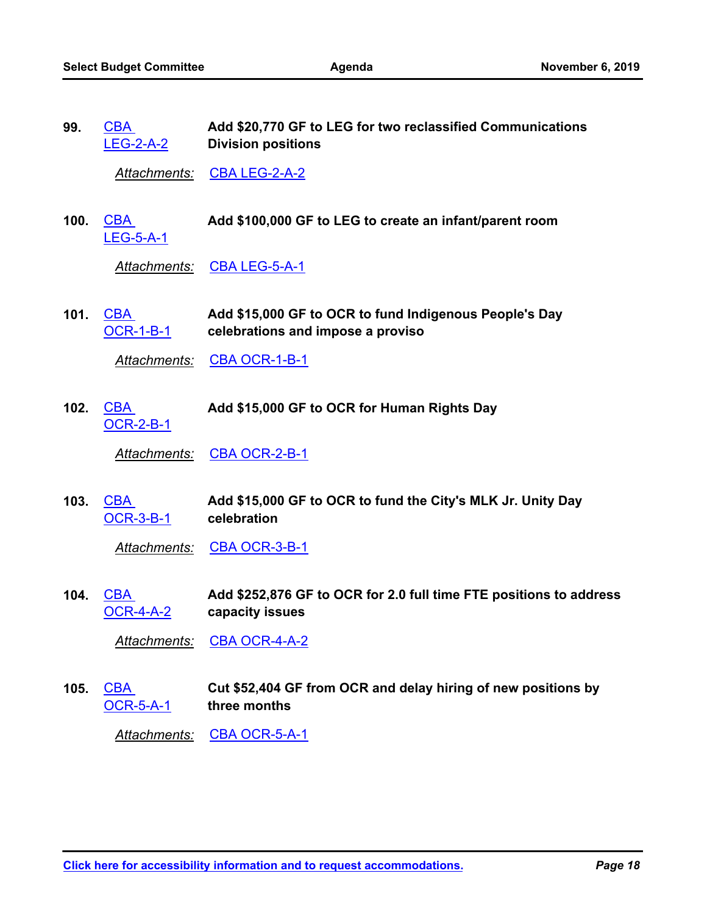**99.** CBA LEG-2-A-2 **Add $20,770 GF to LEG for two reclassified Communications Division positions**

*Attachments:* CBA LEG-2-A-2

**100.** CBA LEG-5-A-1 **Add $100,000 GF to LEG to create an infant/parent room**

*Attachments:* CBA LEG-5-A-1

**101.** CBA OCR-1-B-1 **Add $15,000 GF to OCR to fund Indigenous People's Day celebrations and impose a proviso**

*Attachments:* CBA OCR-1-B-1

**102.** CBA OCR-2-B-1 **Add $15,000 GF to OCR for Human Rights Day**

*Attachments:* CBA OCR-2-B-1

**103.** CBA OCR-3-B-1 **Add $15,000 GF to OCR to fund the City's MLK Jr. Unity Day celebration**

*Attachments:* CBA OCR-3-B-1

**104.** CBA OCR-4-A-2 **Add $252,876 GF to OCR for 2.0 full time FTE positions to address capacity issues**

*Attachments:* CBA OCR-4-A-2

**105.** CBA OCR-5-A-1 **Cut $52,404 GF from OCR and delay hiring of new positions by three months**

*Attachments:* CBA OCR-5-A-1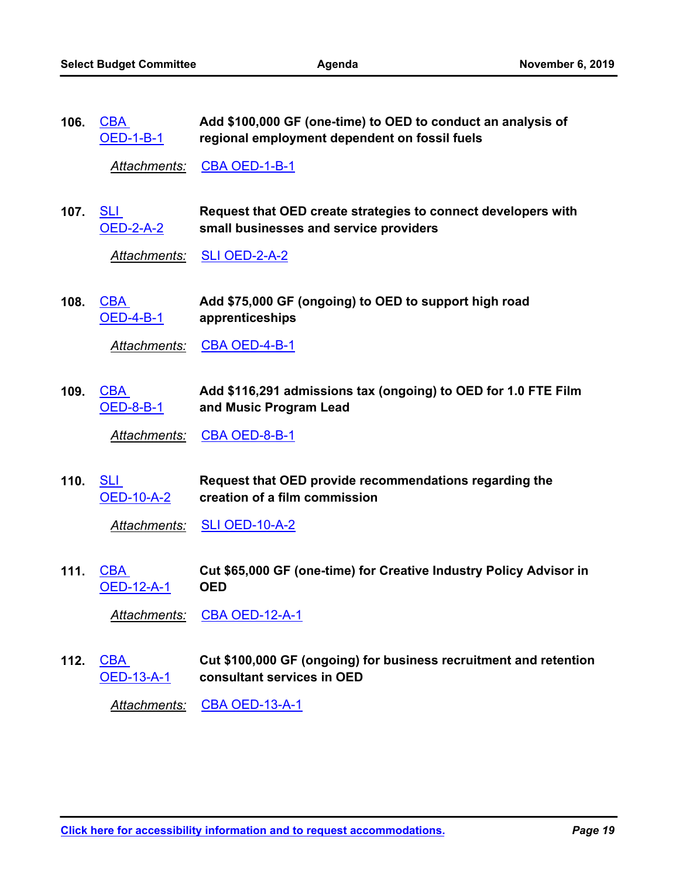**106.** CBA OED-1-B-1 **Add $100,000 GF (one-time) to OED to conduct an analysis of regional employment dependent on fossil fuels**

*Attachments:* CBA OED-1-B-1

**107.** SLI OED-2-A-2 **Request that OED create strategies to connect developers with small businesses and service providers**

*Attachments:* SLI OED-2-A-2

**108.** CBA OED-4-B-1 **Add $75,000 GF (ongoing) to OED to support high road apprenticeships**

*Attachments:* CBA OED-4-B-1

**109.** CBA OED-8-B-1 **Add $116,291 admissions tax (ongoing) to OED for 1.0 FTE Film and Music Program Lead**

*Attachments:* CBA OED-8-B-1

**110.** SLI OED-10-A-2 **Request that OED provide recommendations regarding the creation of a film commission**

*Attachments:* SLI OED-10-A-2

**111.** CBA OED-12-A-1 **Cut $65,000 GF (one-time) for Creative Industry Policy Advisor in OED**

*Attachments:* CBA OED-12-A-1

**112.** CBA OED-13-A-1 **Cut $100,000 GF (ongoing) for business recruitment and retention consultant services in OED**

*Attachments:* CBA OED-13-A-1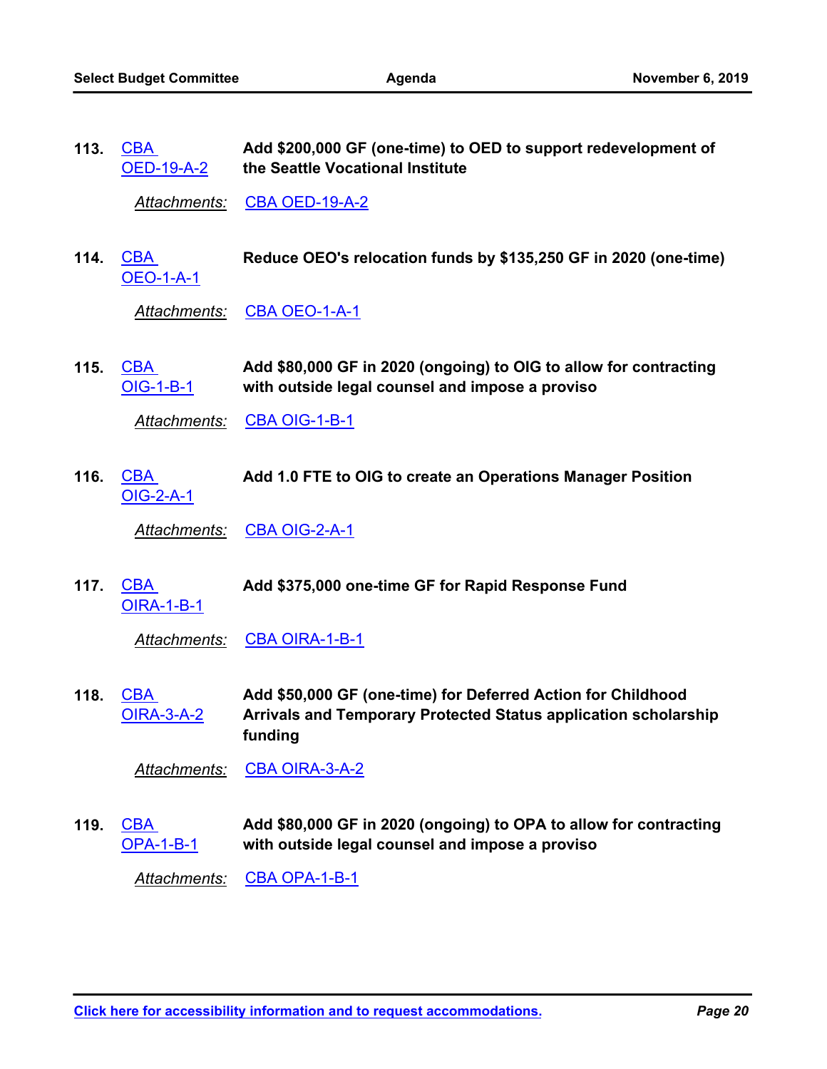113. CBA OED-19-A-2 **Add $200,000 GF (one-time) to OED to support redevelopment of the Seattle Vocational Institute**

*Attachments:* CBA OED-19-A-2

114. CBA OEO-1-A-1 **Reduce OEO's relocation funds by $135,250 GF in 2020 (one-time)**

*Attachments:* CBA OEO-1-A-1

115. CBA OIG-1-B-1 **Add $80,000 GF in 2020 (ongoing) to OIG to allow for contracting with outside legal counsel and impose a proviso**

*Attachments:* CBA OIG-1-B-1

116. CBA OIG-2-A-1 **Add 1.0 FTE to OIG to create an Operations Manager Position**

*Attachments:* CBA OIG-2-A-1

117. CBA OIRA-1-B-1 **Add $375,000 one-time GF for Rapid Response Fund**

*Attachments:* CBA OIRA-1-B-1

118. CBA OIRA-3-A-2 **Add $50,000 GF (one-time) for Deferred Action for Childhood Arrivals and Temporary Protected Status application scholarship funding**

*Attachments:* CBA OIRA-3-A-2

119. CBA OPA-1-B-1 **Add $80,000 GF in 2020 (ongoing) to OPA to allow for contracting with outside legal counsel and impose a proviso**

*Attachments:* CBA OPA-1-B-1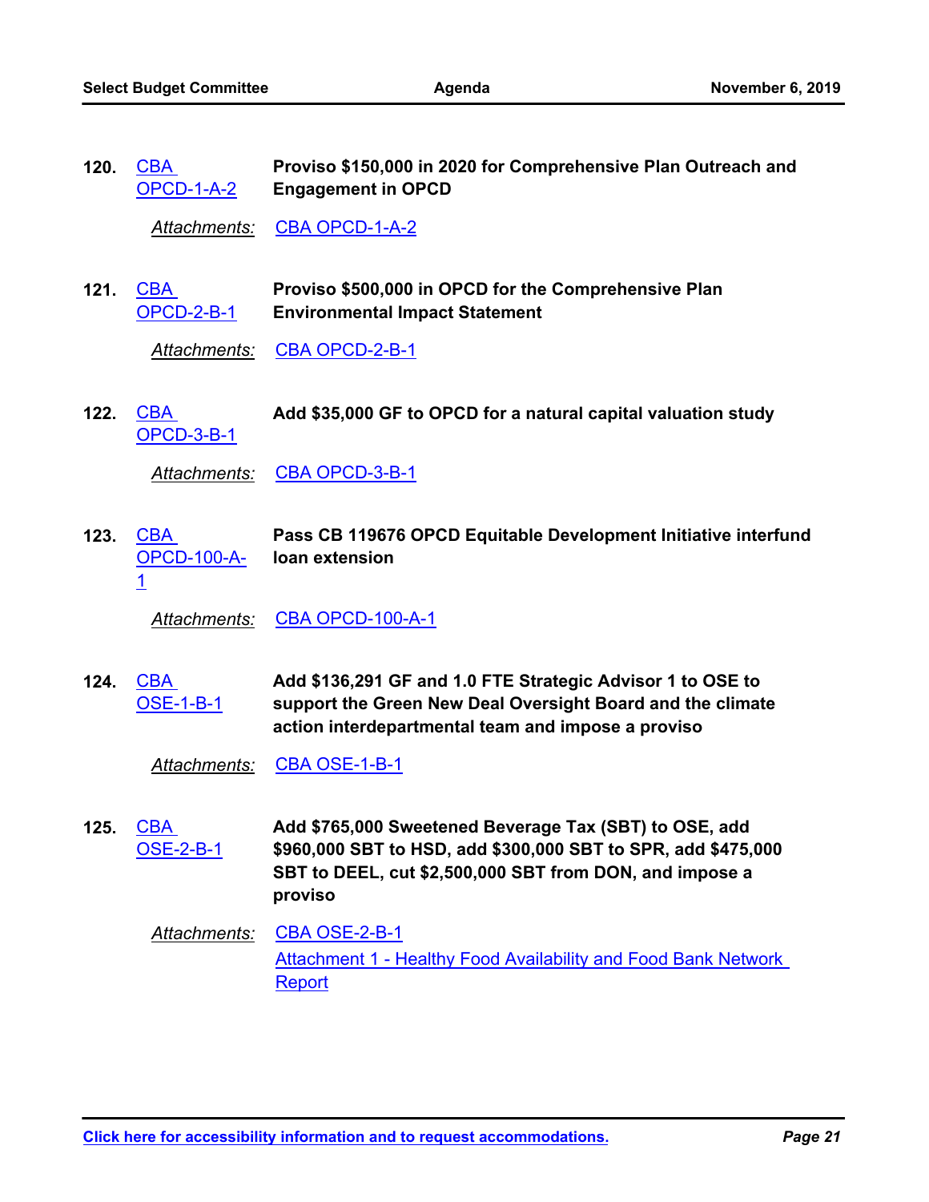120. CBA OPCD-1-A-2 **Proviso $150,000 in 2020 for Comprehensive Plan Outreach and Engagement in OPCD**

*Attachments:* CBA OPCD-1-A-2

121. CBA OPCD-2-B-1 **Proviso $500,000 in OPCD for the Comprehensive Plan Environmental Impact Statement**

*Attachments:* CBA OPCD-2-B-1

122. CBA OPCD-3-B-1 **Add $35,000 GF to OPCD for a natural capital valuation study**

*Attachments:* CBA OPCD-3-B-1

123. CBA OPCD-100-A-1 **Pass CB 119676 OPCD Equitable Development Initiative interfund loan extension**

*Attachments:* CBA OPCD-100-A-1

124. CBA OSE-1-B-1 **Add $136,291 GF and 1.0 FTE Strategic Advisor 1 to OSE to support the Green New Deal Oversight Board and the climate action interdepartmental team and impose a proviso**

*Attachments:* CBA OSE-1-B-1

125. CBA OSE-2-B-1 **Add $765,000 Sweetened Beverage Tax (SBT) to OSE, add $960,000 SBT to HSD, add $300,000 SBT to SPR, add $475,000 SBT to DEEL, cut $2,500,000 SBT from DON, and impose a proviso**

*Attachments:* CBA OSE-2-B-1
Attachment 1 - Healthy Food Availability and Food Bank Network Report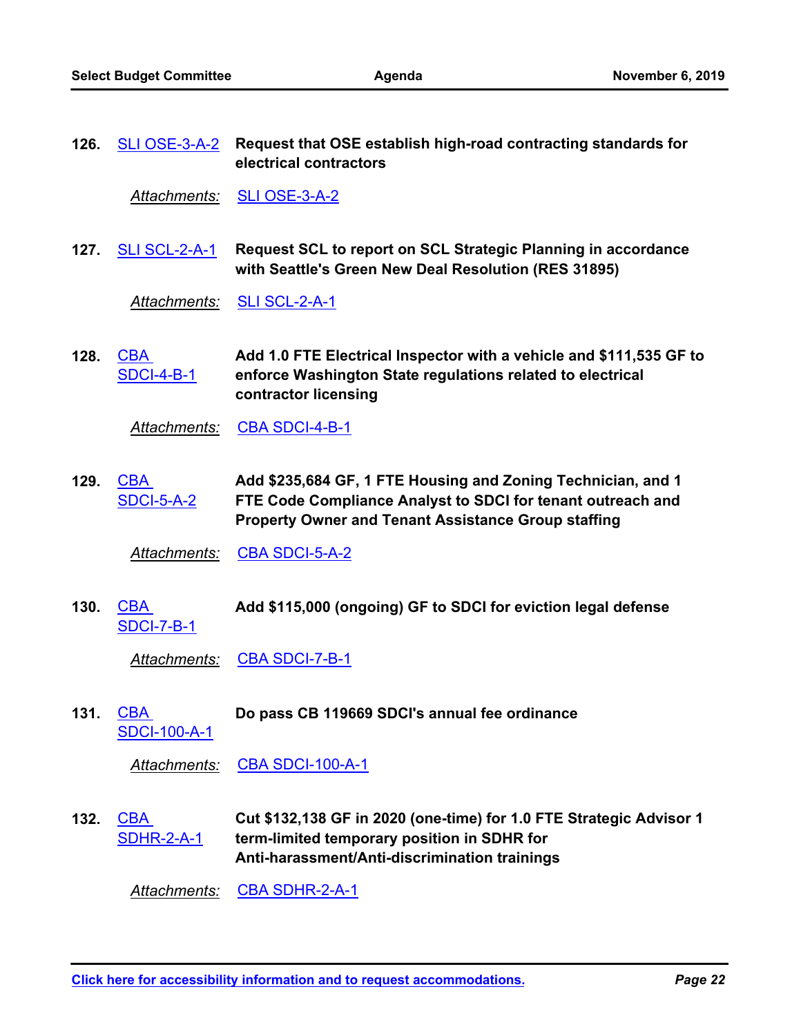126. SLI OSE-3-A-2 **Request that OSE establish high-road contracting standards for electrical contractors**

*Attachments:* SLI OSE-3-A-2

127. SLI SCL-2-A-1 **Request SCL to report on SCL Strategic Planning in accordance with Seattle's Green New Deal Resolution (RES 31895)**

*Attachments:* SLI SCL-2-A-1

128. CBA SDCI-4-B-1 **Add 1.0 FTE Electrical Inspector with a vehicle and $111,535 GF to enforce Washington State regulations related to electrical contractor licensing**

*Attachments:* CBA SDCI-4-B-1

129. CBA SDCI-5-A-2 **Add $235,684 GF, 1 FTE Housing and Zoning Technician, and 1 FTE Code Compliance Analyst to SDCI for tenant outreach and Property Owner and Tenant Assistance Group staffing**

*Attachments:* CBA SDCI-5-A-2

130. CBA SDCI-7-B-1 **Add $115,000 (ongoing) GF to SDCI for eviction legal defense**

*Attachments:* CBA SDCI-7-B-1

131. CBA SDCI-100-A-1 **Do pass CB 119669 SDCI's annual fee ordinance**

*Attachments:* CBA SDCI-100-A-1

132. CBA SDHR-2-A-1 **Cut $132,138 GF in 2020 (one-time) for 1.0 FTE Strategic Advisor 1 term-limited temporary position in SDHR for Anti-harassment/Anti-discrimination trainings**

*Attachments:* CBA SDHR-2-A-1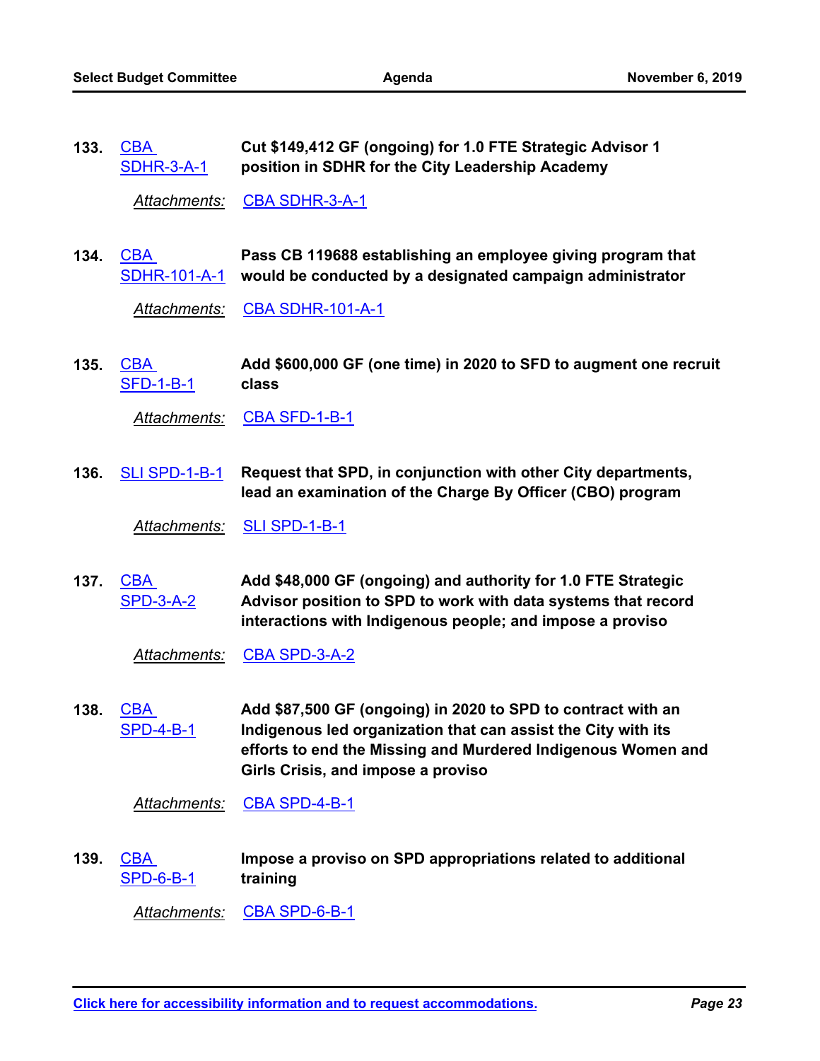133. CBA SDHR-3-A-1 **Cut $149,412 GF (ongoing) for 1.0 FTE Strategic Advisor 1 position in SDHR for the City Leadership Academy**

*Attachments:* CBA SDHR-3-A-1

134. CBA SDHR-101-A-1 **Pass CB 119688 establishing an employee giving program that would be conducted by a designated campaign administrator**

*Attachments:* CBA SDHR-101-A-1

135. CBA SFD-1-B-1 **Add $600,000 GF (one time) in 2020 to SFD to augment one recruit class**

*Attachments:* CBA SFD-1-B-1

136. SLI SPD-1-B-1 **Request that SPD, in conjunction with other City departments, lead an examination of the Charge By Officer (CBO) program**

*Attachments:* SLI SPD-1-B-1

137. CBA SPD-3-A-2 **Add $48,000 GF (ongoing) and authority for 1.0 FTE Strategic Advisor position to SPD to work with data systems that record interactions with Indigenous people; and impose a proviso**

*Attachments:* CBA SPD-3-A-2

138. CBA SPD-4-B-1 **Add $87,500 GF (ongoing) in 2020 to SPD to contract with an Indigenous led organization that can assist the City with its efforts to end the Missing and Murdered Indigenous Women and Girls Crisis, and impose a proviso**

*Attachments:* CBA SPD-4-B-1

139. CBA SPD-6-B-1 **Impose a proviso on SPD appropriations related to additional training**

*Attachments:* CBA SPD-6-B-1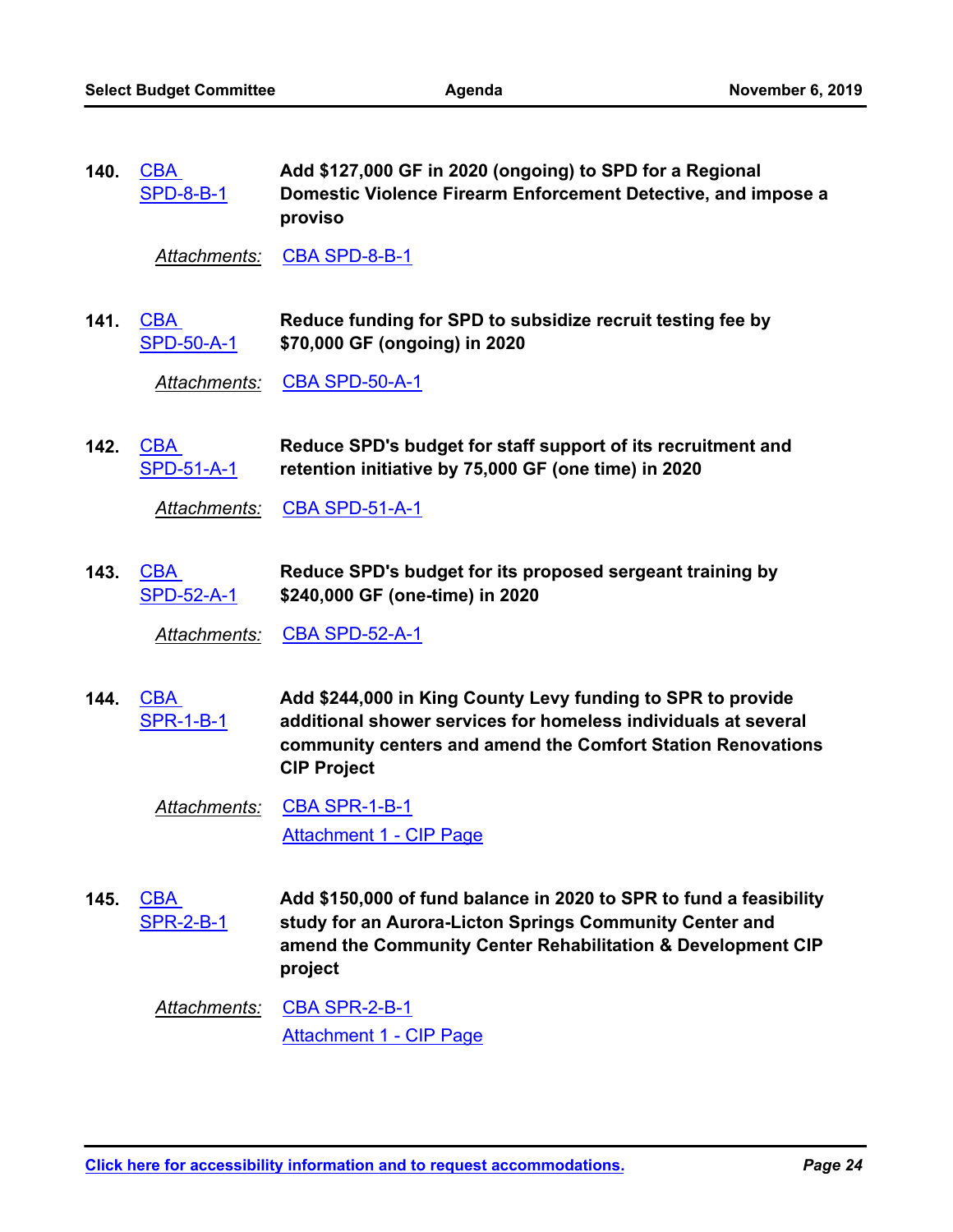**140.** CBA SPD-8-B-1 **Add $127,000 GF in 2020 (ongoing) to SPD for a Regional Domestic Violence Firearm Enforcement Detective, and impose a proviso**

*Attachments:* CBA SPD-8-B-1

**141.** CBA SPD-50-A-1 **Reduce funding for SPD to subsidize recruit testing fee by $70,000 GF (ongoing) in 2020**

*Attachments:* CBA SPD-50-A-1

**142.** CBA SPD-51-A-1 **Reduce SPD's budget for staff support of its recruitment and retention initiative by 75,000 GF (one time) in 2020**

*Attachments:* CBA SPD-51-A-1

**143.** CBA SPD-52-A-1 **Reduce SPD's budget for its proposed sergeant training by $240,000 GF (one-time) in 2020**

*Attachments:* CBA SPD-52-A-1

**144.** CBA SPR-1-B-1 **Add $244,000 in King County Levy funding to SPR to provide additional shower services for homeless individuals at several community centers and amend the Comfort Station Renovations CIP Project**

*Attachments:* CBA SPR-1-B-1
Attachment 1 - CIP Page

**145.** CBA SPR-2-B-1 **Add $150,000 of fund balance in 2020 to SPR to fund a feasibility study for an Aurora-Licton Springs Community Center and amend the Community Center Rehabilitation & Development CIP project**

*Attachments:* CBA SPR-2-B-1
Attachment 1 - CIP Page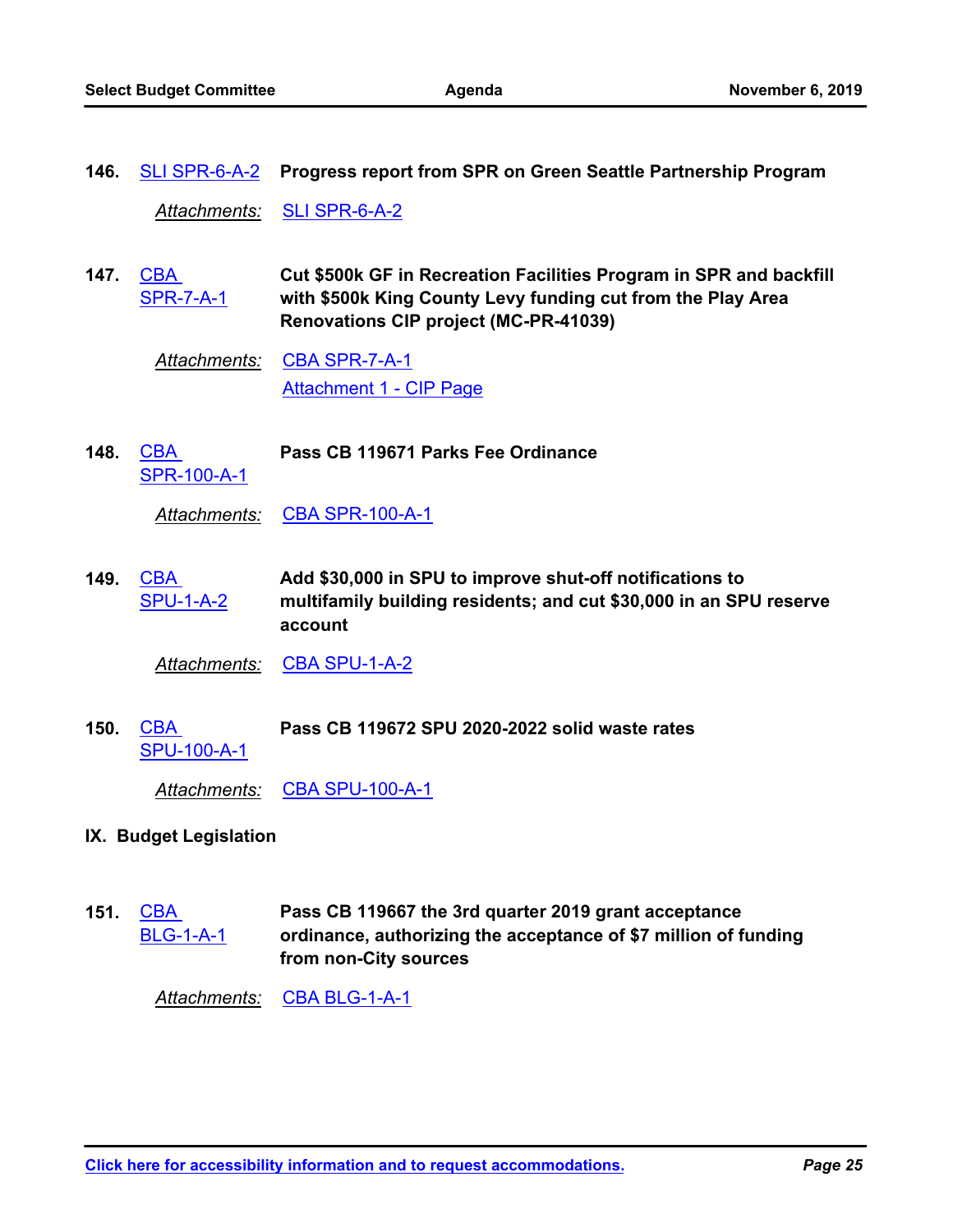**146.** SLI SPR-6-A-2 **Progress report from SPR on Green Seattle Partnership Program**

*Attachments:* SLI SPR-6-A-2

**147.** CBA SPR-7-A-1 **Cut $500k GF in Recreation Facilities Program in SPR and backfill with $500k King County Levy funding cut from the Play Area Renovations CIP project (MC-PR-41039)**

*Attachments:* CBA SPR-7-A-1
Attachment 1 - CIP Page

**148.** CBA SPR-100-A-1 **Pass CB 119671 Parks Fee Ordinance**

*Attachments:* CBA SPR-100-A-1

**149.** CBA SPU-1-A-2 **Add $30,000 in SPU to improve shut-off notifications to multifamily building residents; and cut $30,000 in an SPU reserve account**

*Attachments:* CBA SPU-1-A-2

**150.** CBA SPU-100-A-1 **Pass CB 119672 SPU 2020-2022 solid waste rates**

*Attachments:* CBA SPU-100-A-1

## IX. Budget Legislation

**151.** CBA BLG-1-A-1 **Pass CB 119667 the 3rd quarter 2019 grant acceptance ordinance, authorizing the acceptance of $7 million of funding from non-City sources**

*Attachments:* CBA BLG-1-A-1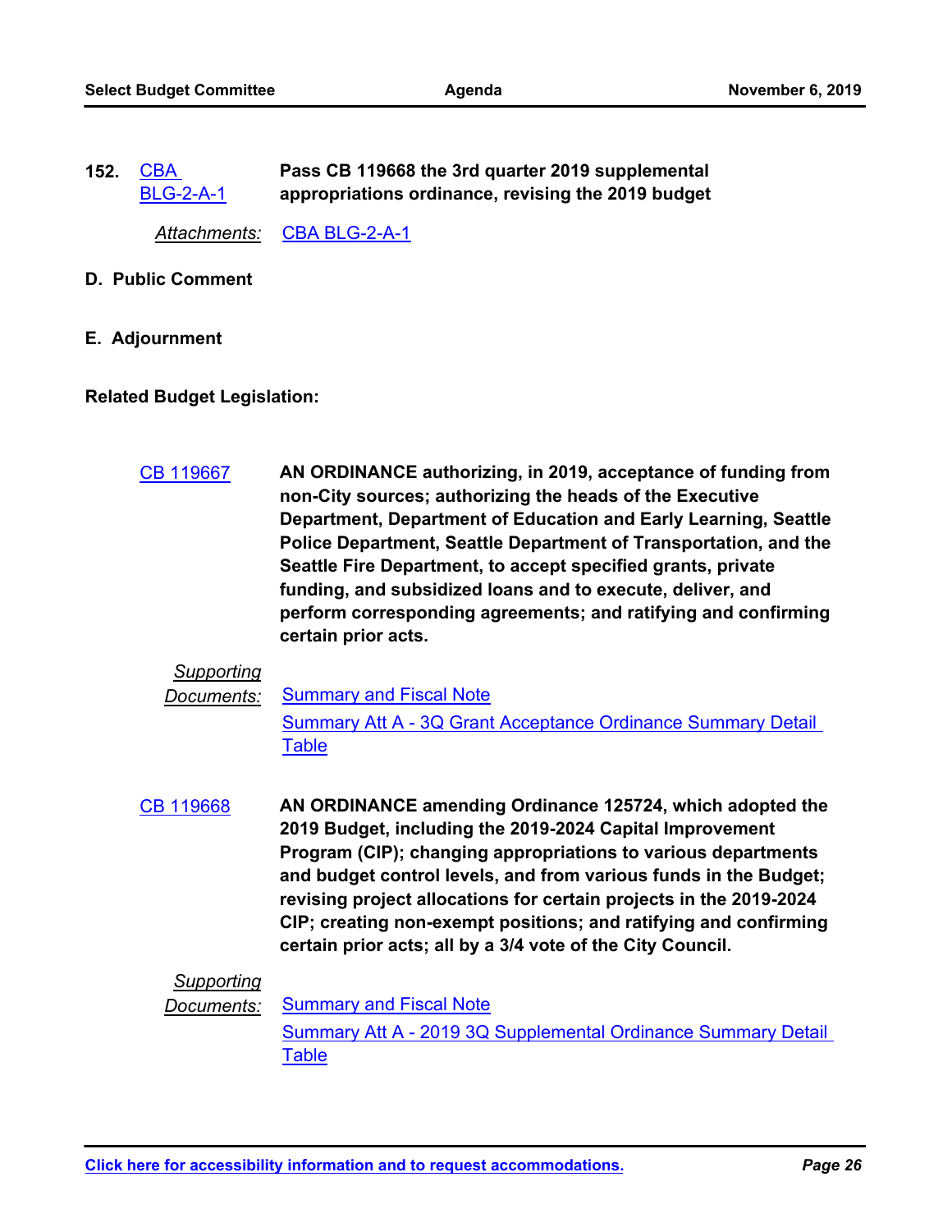**152.** CBA BLG-2-A-1 **Pass CB 119668 the 3rd quarter 2019 supplemental appropriations ordinance, revising the 2019 budget**

*Attachments:* CBA BLG-2-A-1

**D. Public Comment**

**E. Adjournment**

**Related Budget Legislation:**

CB 119667 **AN ORDINANCE authorizing, in 2019, acceptance of funding from non-City sources; authorizing the heads of the Executive Department, Department of Education and Early Learning, Seattle Police Department, Seattle Department of Transportation, and the Seattle Fire Department, to accept specified grants, private funding, and subsidized loans and to execute, deliver, and perform corresponding agreements; and ratifying and confirming certain prior acts.**

*Supporting Documents:* Summary and Fiscal Note
Summary Att A - 3Q Grant Acceptance Ordinance Summary Detail Table

CB 119668 **AN ORDINANCE amending Ordinance 125724, which adopted the 2019 Budget, including the 2019-2024 Capital Improvement Program (CIP); changing appropriations to various departments and budget control levels, and from various funds in the Budget; revising project allocations for certain projects in the 2019-2024 CIP; creating non-exempt positions; and ratifying and confirming certain prior acts; all by a 3/4 vote of the City Council.**

*Supporting Documents:* Summary and Fiscal Note
Summary Att A - 2019 3Q Supplemental Ordinance Summary Detail Table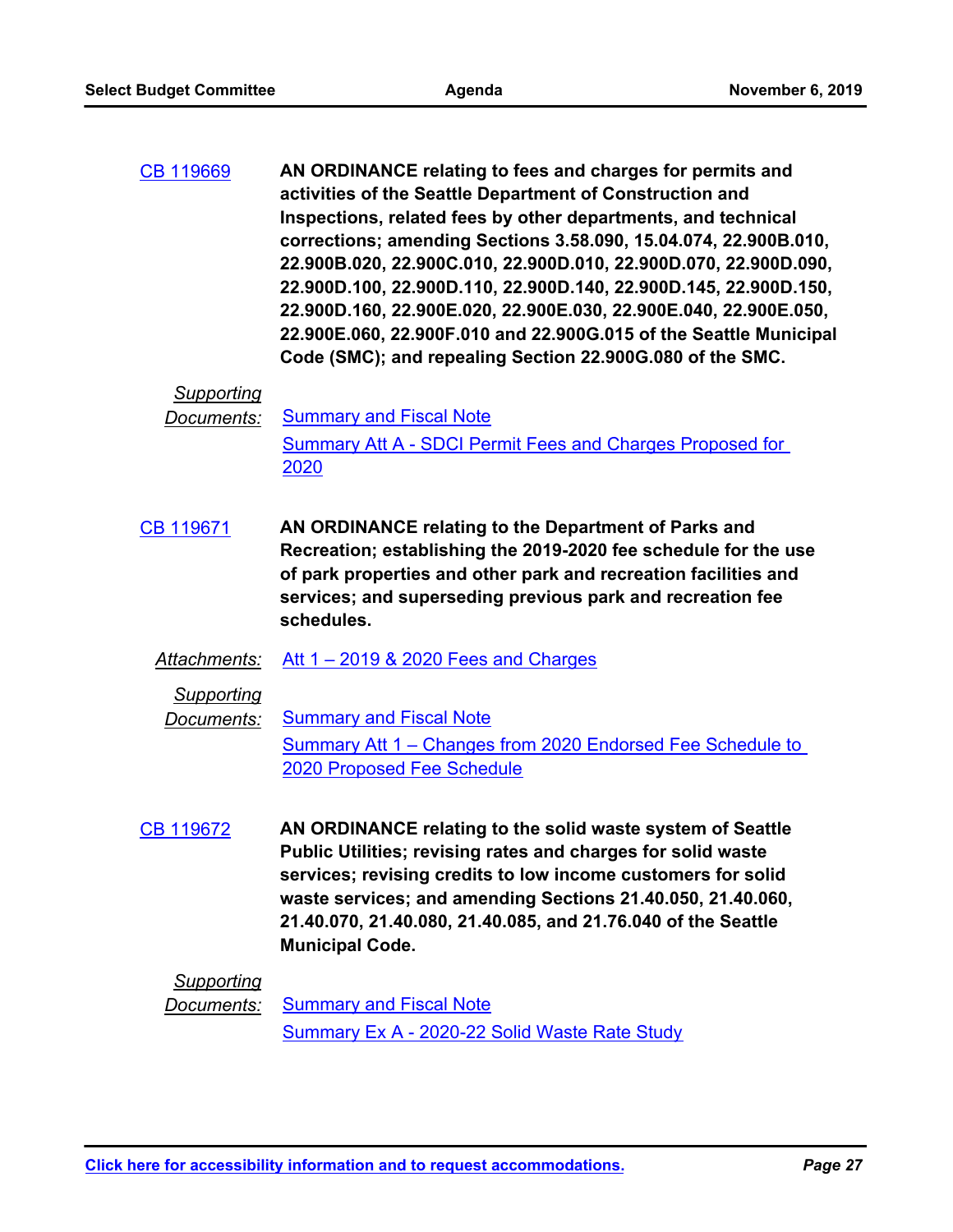CB 119669 **AN ORDINANCE relating to fees and charges for permits and activities of the Seattle Department of Construction and Inspections, related fees by other departments, and technical corrections; amending Sections 3.58.090, 15.04.074, 22.900B.010, 22.900B.020, 22.900C.010, 22.900D.010, 22.900D.070, 22.900D.090, 22.900D.100, 22.900D.110, 22.900D.140, 22.900D.145, 22.900D.150, 22.900D.160, 22.900E.020, 22.900E.030, 22.900E.040, 22.900E.050, 22.900E.060, 22.900F.010 and 22.900G.015 of the Seattle Municipal Code (SMC); and repealing Section 22.900G.080 of the SMC.**

*Supporting Documents:* Summary and Fiscal Note
Summary Att A - SDCI Permit Fees and Charges Proposed for 2020

CB 119671 **AN ORDINANCE relating to the Department of Parks and Recreation; establishing the 2019-2020 fee schedule for the use of park properties and other park and recreation facilities and services; and superseding previous park and recreation fee schedules.**

*Attachments:* Att 1 – 2019 & 2020 Fees and Charges

*Supporting Documents:* Summary and Fiscal Note
Summary Att 1 – Changes from 2020 Endorsed Fee Schedule to 2020 Proposed Fee Schedule

CB 119672 **AN ORDINANCE relating to the solid waste system of Seattle Public Utilities; revising rates and charges for solid waste services; revising credits to low income customers for solid waste services; and amending Sections 21.40.050, 21.40.060, 21.40.070, 21.40.080, 21.40.085, and 21.76.040 of the Seattle Municipal Code.**

*Supporting Documents:* Summary and Fiscal Note
Summary Ex A - 2020-22 Solid Waste Rate Study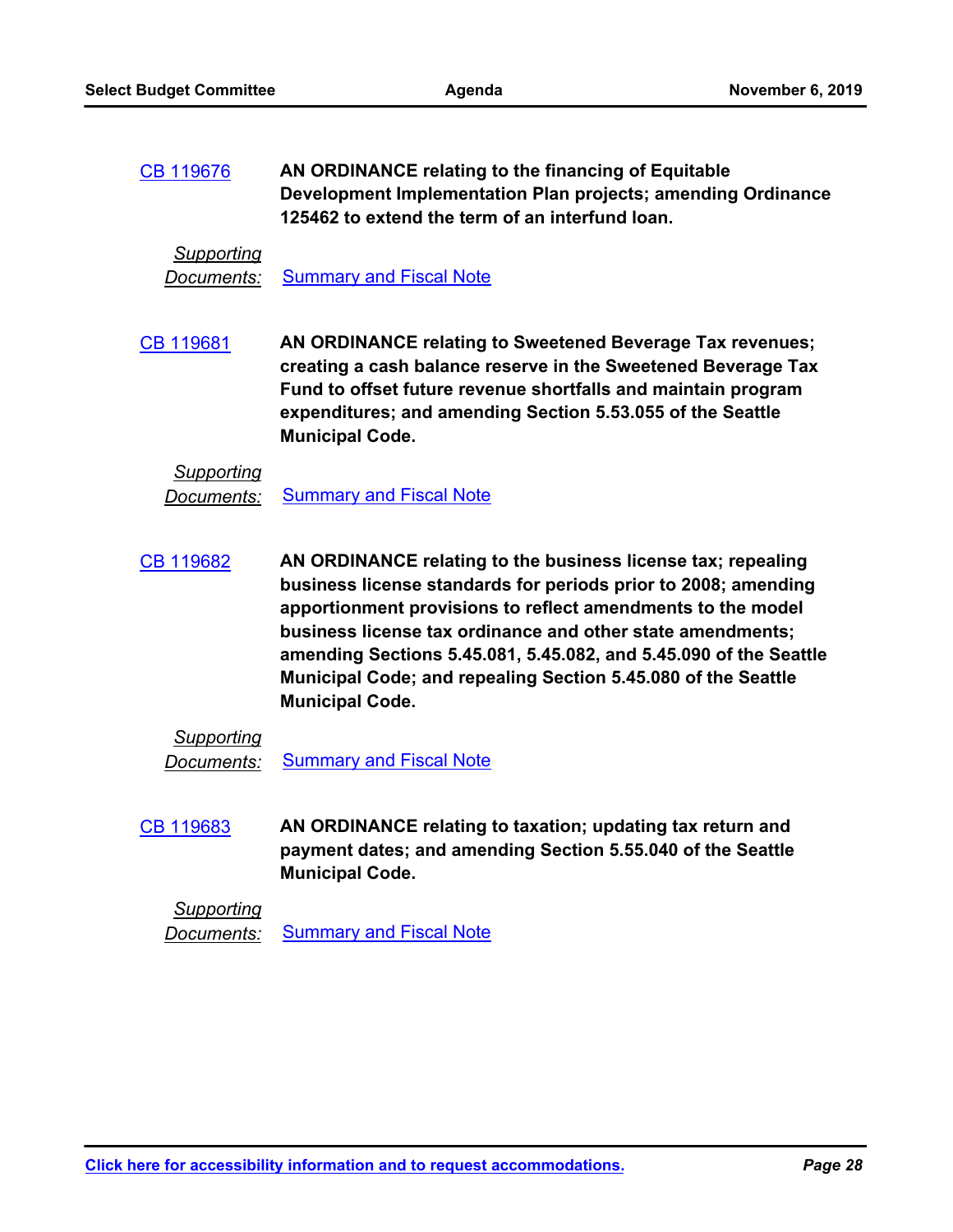CB 119676 **AN ORDINANCE relating to the financing of Equitable Development Implementation Plan projects; amending Ordinance 125462 to extend the term of an interfund loan.**

*Supporting Documents:* Summary and Fiscal Note

CB 119681 **AN ORDINANCE relating to Sweetened Beverage Tax revenues; creating a cash balance reserve in the Sweetened Beverage Tax Fund to offset future revenue shortfalls and maintain program expenditures; and amending Section 5.53.055 of the Seattle Municipal Code.**

*Supporting Documents:* Summary and Fiscal Note

CB 119682 **AN ORDINANCE relating to the business license tax; repealing business license standards for periods prior to 2008; amending apportionment provisions to reflect amendments to the model business license tax ordinance and other state amendments; amending Sections 5.45.081, 5.45.082, and 5.45.090 of the Seattle Municipal Code; and repealing Section 5.45.080 of the Seattle Municipal Code.**

*Supporting Documents:* Summary and Fiscal Note

CB 119683 **AN ORDINANCE relating to taxation; updating tax return and payment dates; and amending Section 5.55.040 of the Seattle Municipal Code.**

*Supporting Documents:* Summary and Fiscal Note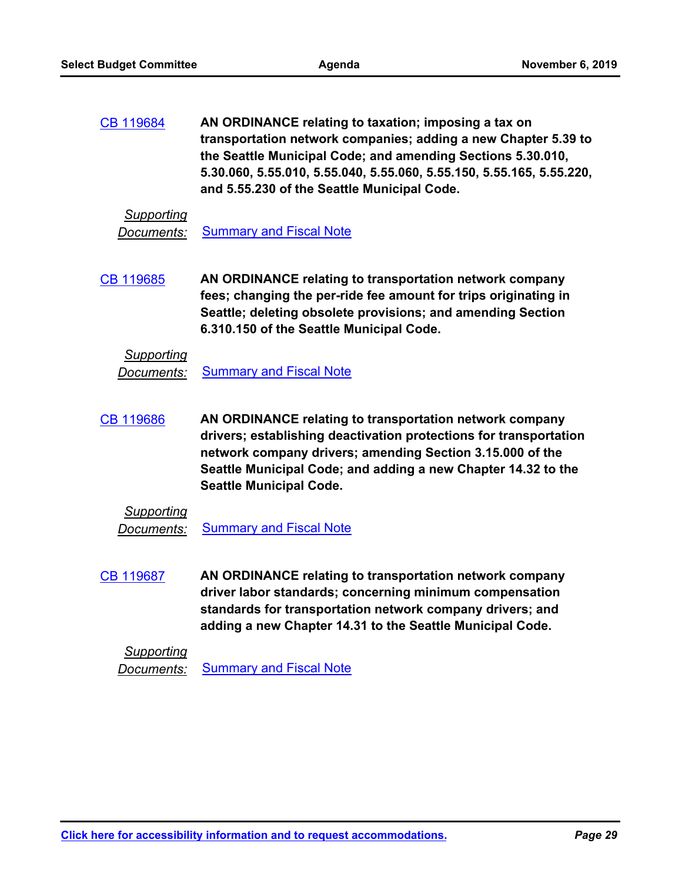CB 119684 **AN ORDINANCE relating to taxation; imposing a tax on transportation network companies; adding a new Chapter 5.39 to the Seattle Municipal Code; and amending Sections 5.30.010, 5.30.060, 5.55.010, 5.55.040, 5.55.060, 5.55.150, 5.55.165, 5.55.220, and 5.55.230 of the Seattle Municipal Code.**

*Supporting Documents:* Summary and Fiscal Note

CB 119685 **AN ORDINANCE relating to transportation network company fees; changing the per-ride fee amount for trips originating in Seattle; deleting obsolete provisions; and amending Section 6.310.150 of the Seattle Municipal Code.**

*Supporting Documents:* Summary and Fiscal Note

CB 119686 **AN ORDINANCE relating to transportation network company drivers; establishing deactivation protections for transportation network company drivers; amending Section 3.15.000 of the Seattle Municipal Code; and adding a new Chapter 14.32 to the Seattle Municipal Code.**

*Supporting Documents:* Summary and Fiscal Note

CB 119687 **AN ORDINANCE relating to transportation network company driver labor standards; concerning minimum compensation standards for transportation network company drivers; and adding a new Chapter 14.31 to the Seattle Municipal Code.**

*Supporting Documents:* Summary and Fiscal Note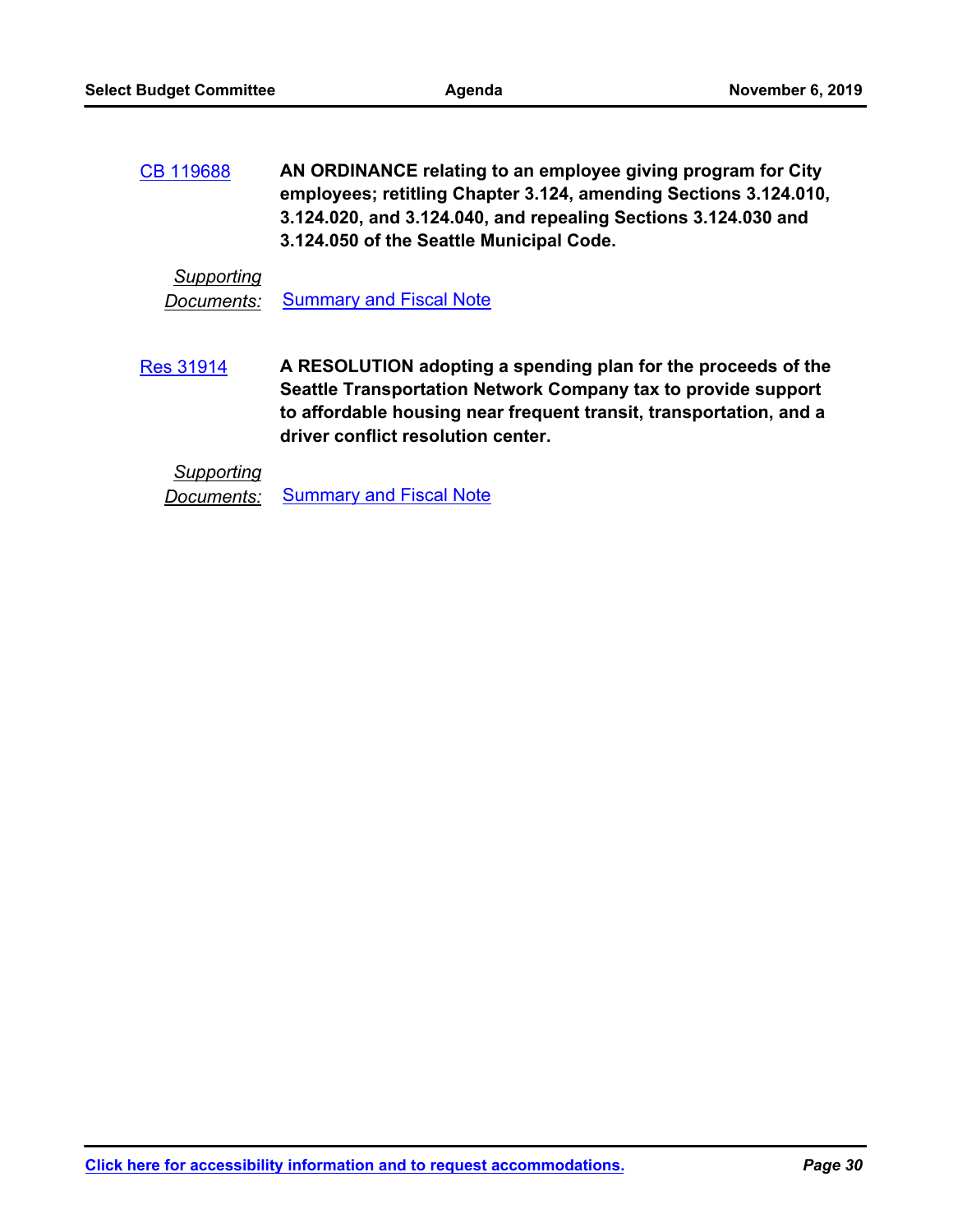CB 119688 **AN ORDINANCE relating to an employee giving program for City employees; retitling Chapter 3.124, amending Sections 3.124.010, 3.124.020, and 3.124.040, and repealing Sections 3.124.030 and 3.124.050 of the Seattle Municipal Code.**

*Supporting Documents:* Summary and Fiscal Note

Res 31914 **A RESOLUTION adopting a spending plan for the proceeds of the Seattle Transportation Network Company tax to provide support to affordable housing near frequent transit, transportation, and a driver conflict resolution center.**

*Supporting Documents:* Summary and Fiscal Note